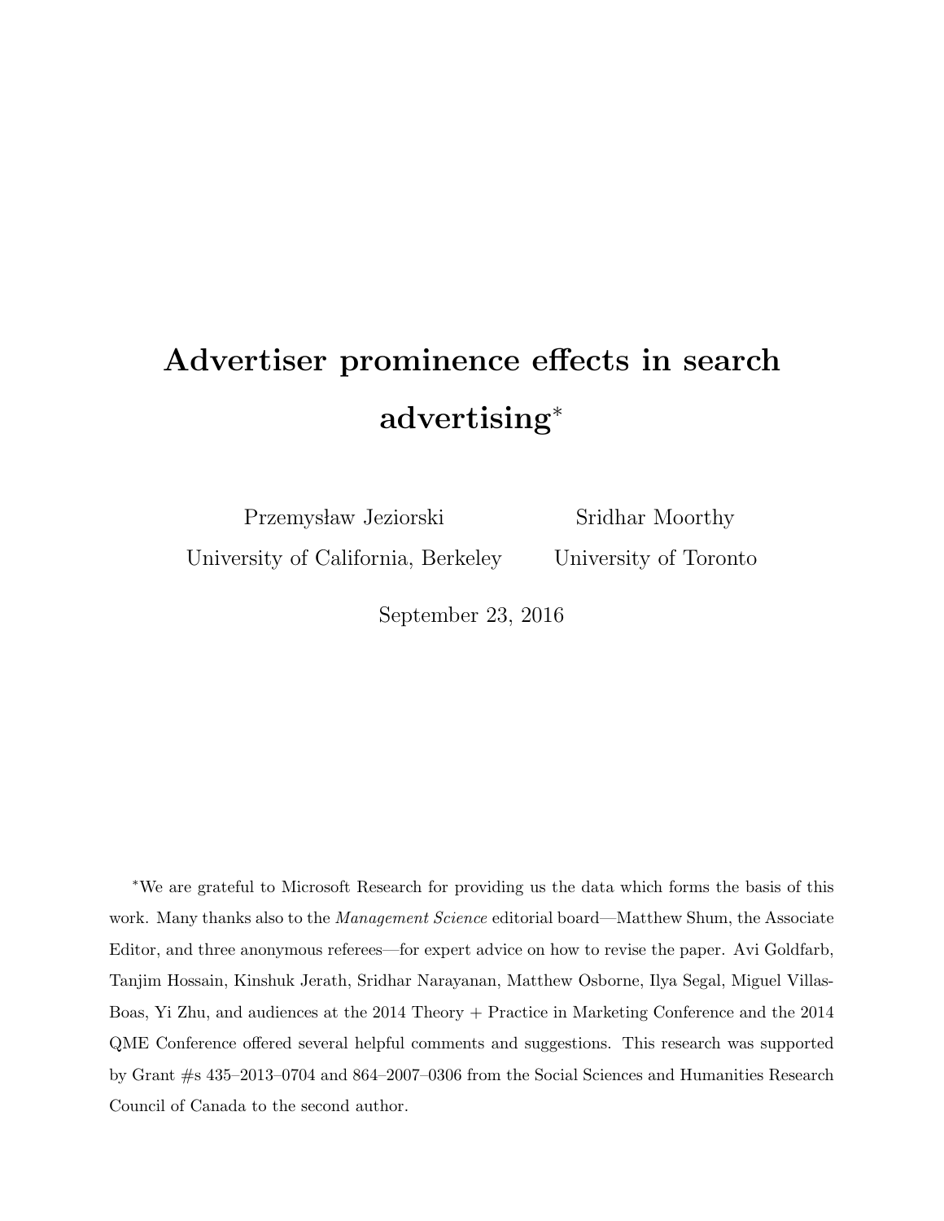# Advertiser prominence effects in search advertising*

Przemysław Jeziorski
University of California, Berkeley

Sridhar Moorthy
University of Toronto

September 23, 2016

*We are grateful to Microsoft Research for providing us the data which forms the basis of this work. Many thanks also to the *Management Science* editorial board—Matthew Shum, the Associate Editor, and three anonymous referees—for expert advice on how to revise the paper. Avi Goldfarb, Tanjim Hossain, Kinshuk Jerath, Sridhar Narayanan, Matthew Osborne, Ilya Segal, Miguel Villas-Boas, Yi Zhu, and audiences at the 2014 Theory + Practice in Marketing Conference and the 2014 QME Conference offered several helpful comments and suggestions. This research was supported by Grant #s 435–2013–0704 and 864–2007–0306 from the Social Sciences and Humanities Research Council of Canada to the second author.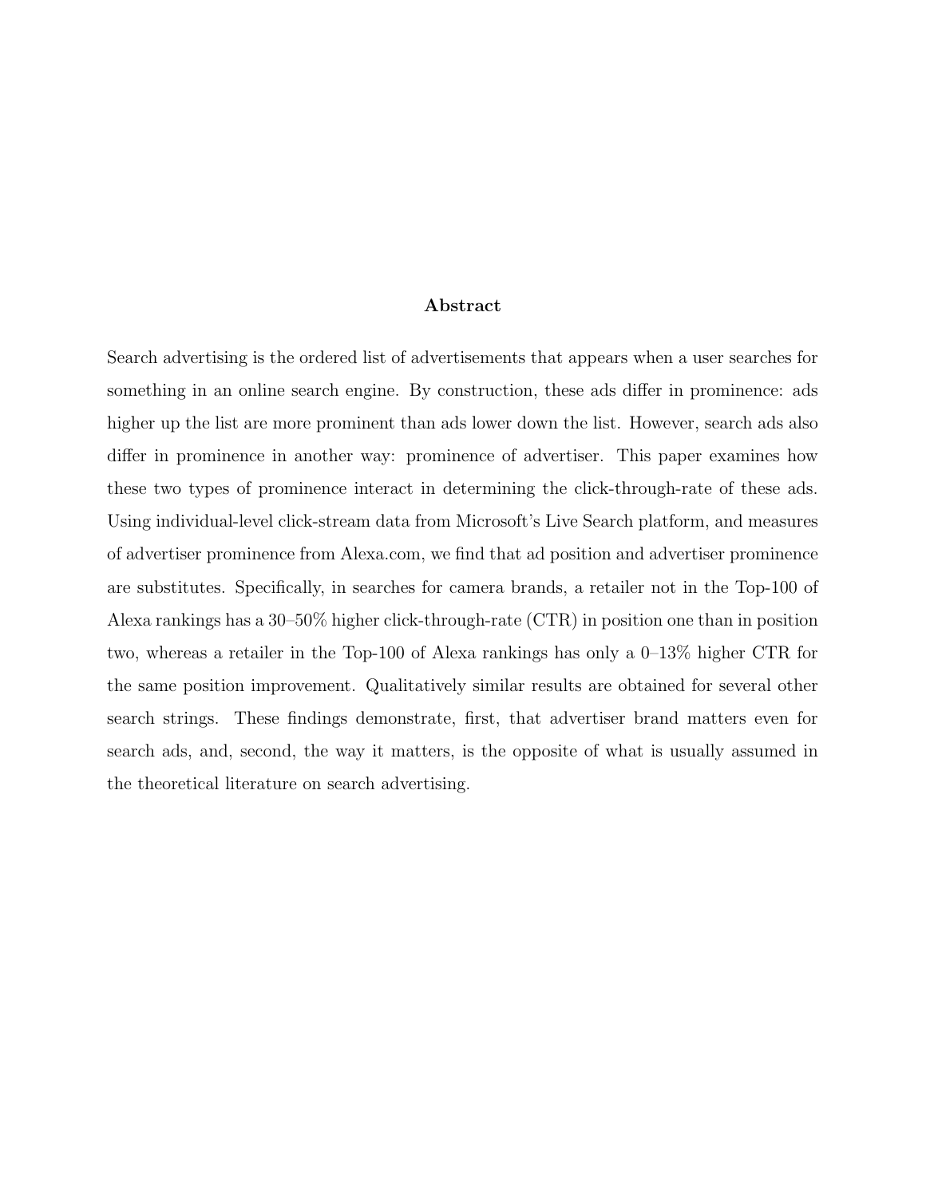## Abstract

Search advertising is the ordered list of advertisements that appears when a user searches for something in an online search engine. By construction, these ads differ in prominence: ads higher up the list are more prominent than ads lower down the list. However, search ads also differ in prominence in another way: prominence of advertiser. This paper examines how these two types of prominence interact in determining the click-through-rate of these ads. Using individual-level click-stream data from Microsoft's Live Search platform, and measures of advertiser prominence from Alexa.com, we find that ad position and advertiser prominence are substitutes. Specifically, in searches for camera brands, a retailer not in the Top-100 of Alexa rankings has a 30–50% higher click-through-rate (CTR) in position one than in position two, whereas a retailer in the Top-100 of Alexa rankings has only a 0–13% higher CTR for the same position improvement. Qualitatively similar results are obtained for several other search strings. These findings demonstrate, first, that advertiser brand matters even for search ads, and, second, the way it matters, is the opposite of what is usually assumed in the theoretical literature on search advertising.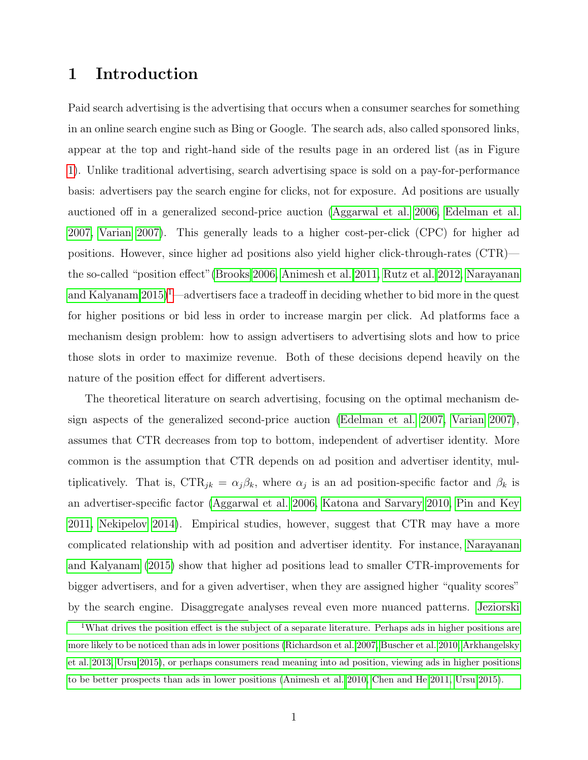# 1 Introduction

Paid search advertising is the advertising that occurs when a consumer searches for something in an online search engine such as Bing or Google. The search ads, also called sponsored links, appear at the top and right-hand side of the results page in an ordered list (as in Figure 1). Unlike traditional advertising, search advertising space is sold on a pay-for-performance basis: advertisers pay the search engine for clicks, not for exposure. Ad positions are usually auctioned off in a generalized second-price auction (Aggarwal et al. 2006, Edelman et al. 2007, Varian 2007). This generally leads to a higher cost-per-click (CPC) for higher ad positions. However, since higher ad positions also yield higher click-through-rates (CTR)—the so-called "position effect"(Brooks 2006, Animesh et al. 2011, Rutz et al. 2012, Narayanan and Kalyanam 2015)[1]—advertisers face a tradeoff in deciding whether to bid more in the quest for higher positions or bid less in order to increase margin per click. Ad platforms face a mechanism design problem: how to assign advertisers to advertising slots and how to price those slots in order to maximize revenue. Both of these decisions depend heavily on the nature of the position effect for different advertisers.

The theoretical literature on search advertising, focusing on the optimal mechanism design aspects of the generalized second-price auction (Edelman et al. 2007, Varian 2007), assumes that CTR decreases from top to bottom, independent of advertiser identity. More common is the assumption that CTR depends on ad position and advertiser identity, multiplicatively. That is, $\text{CTR}_{jk} = \alpha_j \beta_k$, where $\alpha_j$ is an ad position-specific factor and $\beta_k$ is an advertiser-specific factor (Aggarwal et al. 2006, Katona and Sarvary 2010, Pin and Key 2011, Nekipelov 2014). Empirical studies, however, suggest that CTR may have a more complicated relationship with ad position and advertiser identity. For instance, Narayanan and Kalyanam (2015) show that higher ad positions lead to smaller CTR-improvements for bigger advertisers, and for a given advertiser, when they are assigned higher "quality scores" by the search engine. Disaggregate analyses reveal even more nuanced patterns. Jeziorski

[1] What drives the position effect is the subject of a separate literature. Perhaps ads in higher positions are more likely to be noticed than ads in lower positions (Richardson et al. 2007, Buscher et al. 2010, Arkhangelsky et al. 2013, Ursu 2015), or perhaps consumers read meaning into ad position, viewing ads in higher positions to be better prospects than ads in lower positions (Animesh et al. 2010, Chen and He 2011, Ursu 2015).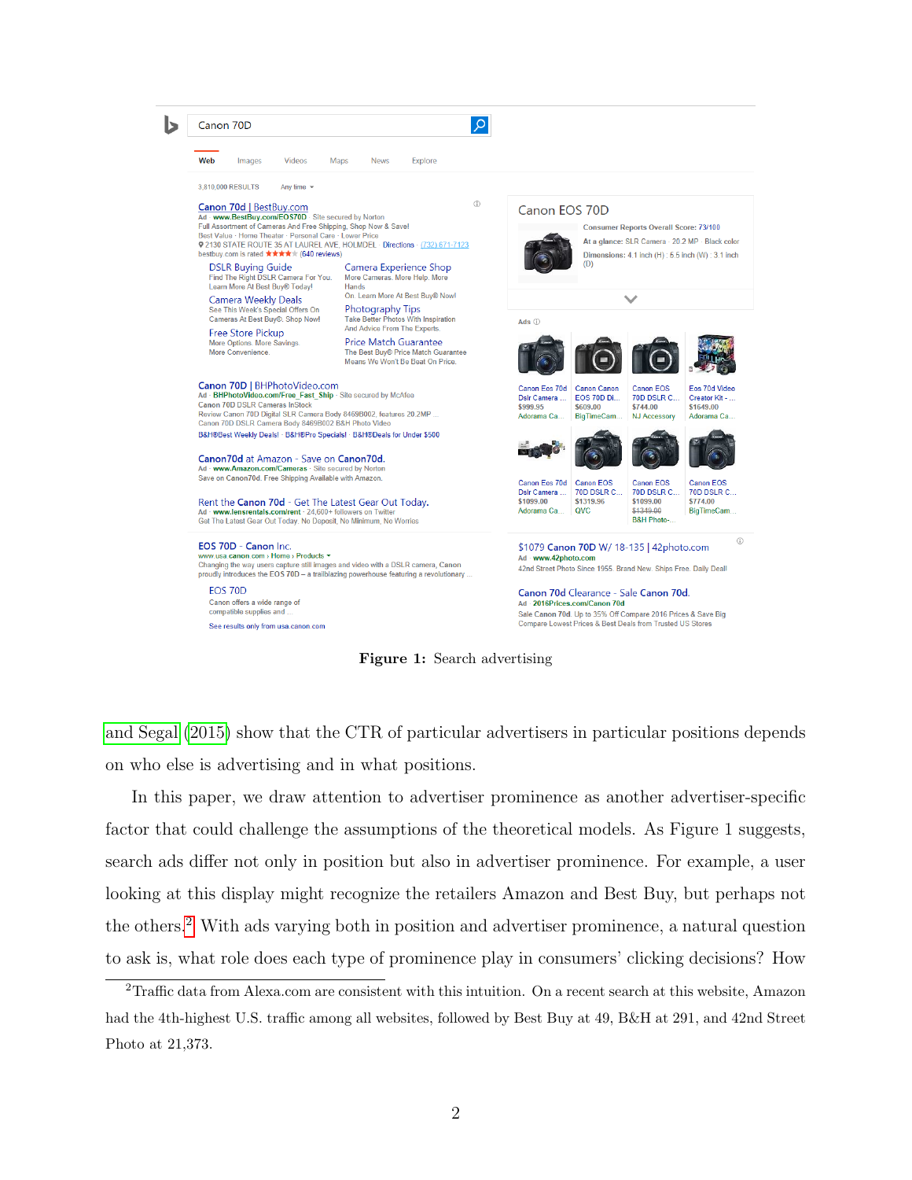Figure 1: Search advertising

and Segal (2015) show that the CTR of particular advertisers in particular positions depends on who else is advertising and in what positions.

In this paper, we draw attention to advertiser prominence as another advertiser-specific factor that could challenge the assumptions of the theoretical models. As Figure 1 suggests, search ads differ not only in position but also in advertiser prominence. For example, a user looking at this display might recognize the retailers Amazon and Best Buy, but perhaps not the others.[2] With ads varying both in position and advertiser prominence, a natural question to ask is, what role does each type of prominence play in consumers' clicking decisions? How

[2]Traffic data from Alexa.com are consistent with this intuition. On a recent search at this website, Amazon had the 4th-highest U.S. traffic among all websites, followed by Best Buy at 49, B&H at 291, and 42nd Street Photo at 21,373.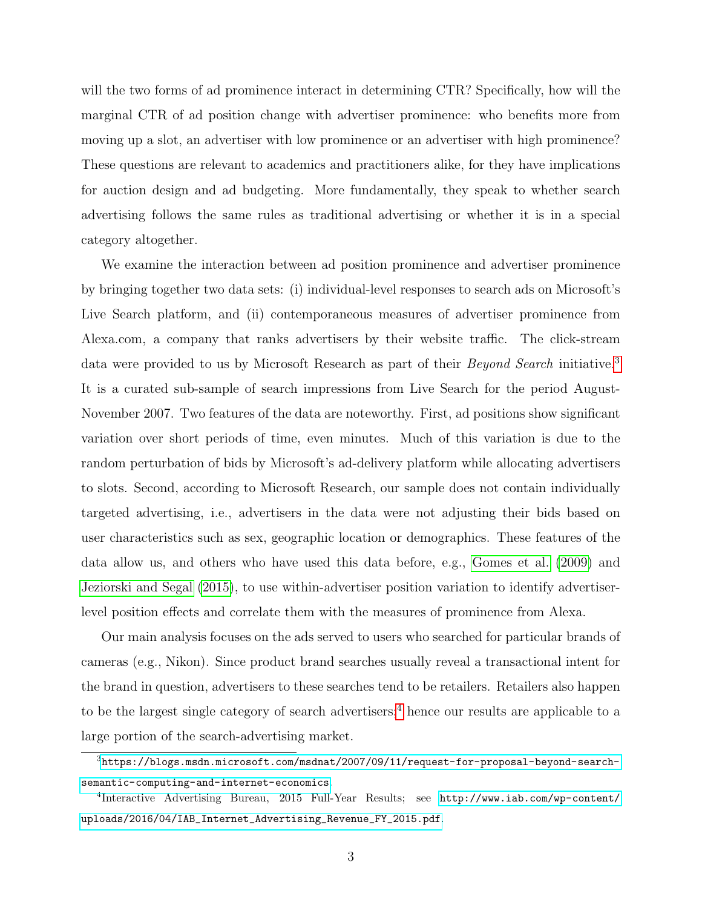will the two forms of ad prominence interact in determining CTR? Specifically, how will the marginal CTR of ad position change with advertiser prominence: who benefits more from moving up a slot, an advertiser with low prominence or an advertiser with high prominence? These questions are relevant to academics and practitioners alike, for they have implications for auction design and ad budgeting. More fundamentally, they speak to whether search advertising follows the same rules as traditional advertising or whether it is in a special category altogether.

We examine the interaction between ad position prominence and advertiser prominence by bringing together two data sets: (i) individual-level responses to search ads on Microsoft's Live Search platform, and (ii) contemporaneous measures of advertiser prominence from Alexa.com, a company that ranks advertisers by their website traffic. The click-stream data were provided to us by Microsoft Research as part of their *Beyond Search* initiative.[3] It is a curated sub-sample of search impressions from Live Search for the period August-November 2007. Two features of the data are noteworthy. First, ad positions show significant variation over short periods of time, even minutes. Much of this variation is due to the random perturbation of bids by Microsoft's ad-delivery platform while allocating advertisers to slots. Second, according to Microsoft Research, our sample does not contain individually targeted advertising, i.e., advertisers in the data were not adjusting their bids based on user characteristics such as sex, geographic location or demographics. These features of the data allow us, and others who have used this data before, e.g., Gomes et al. (2009) and Jeziorski and Segal (2015), to use within-advertiser position variation to identify advertiser-level position effects and correlate them with the measures of prominence from Alexa.

Our main analysis focuses on the ads served to users who searched for particular brands of cameras (e.g., Nikon). Since product brand searches usually reveal a transactional intent for the brand in question, advertisers to these searches tend to be retailers. Retailers also happen to be the largest single category of search advertisers;[4] hence our results are applicable to a large portion of the search-advertising market.

[3] https://blogs.msdn.microsoft.com/msdnat/2007/09/11/request-for-proposal-beyond-search-semantic-computing-and-internet-economics.

[4] Interactive Advertising Bureau, 2015 Full-Year Results; see http://www.iab.com/wp-content/uploads/2016/04/IAB_Internet_Advertising_Revenue_FY_2015.pdf.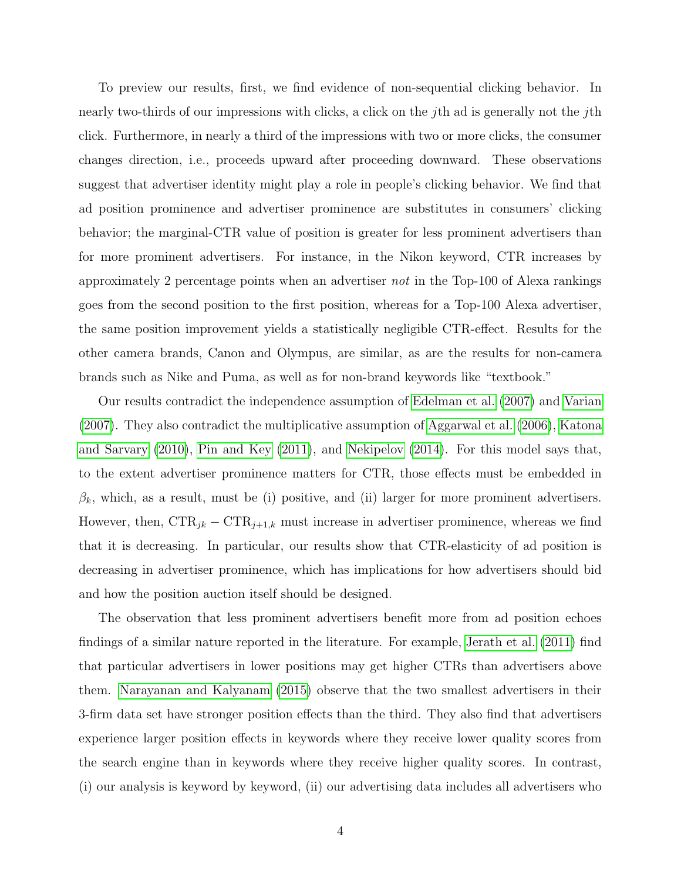To preview our results, first, we find evidence of non-sequential clicking behavior. In nearly two-thirds of our impressions with clicks, a click on the $j$th ad is generally not the $j$th click. Furthermore, in nearly a third of the impressions with two or more clicks, the consumer changes direction, i.e., proceeds upward after proceeding downward. These observations suggest that advertiser identity might play a role in people's clicking behavior. We find that ad position prominence and advertiser prominence are substitutes in consumers' clicking behavior; the marginal-CTR value of position is greater for less prominent advertisers than for more prominent advertisers. For instance, in the Nikon keyword, CTR increases by approximately 2 percentage points when an advertiser *not* in the Top-100 of Alexa rankings goes from the second position to the first position, whereas for a Top-100 Alexa advertiser, the same position improvement yields a statistically negligible CTR-effect. Results for the other camera brands, Canon and Olympus, are similar, as are the results for non-camera brands such as Nike and Puma, as well as for non-brand keywords like "textbook."

Our results contradict the independence assumption of Edelman et al. (2007) and Varian (2007). They also contradict the multiplicative assumption of Aggarwal et al. (2006), Katona and Sarvary (2010), Pin and Key (2011), and Nekipelov (2014). For this model says that, to the extent advertiser prominence matters for CTR, those effects must be embedded in $\beta_k$, which, as a result, must be (i) positive, and (ii) larger for more prominent advertisers. However, then, $\text{CTR}_{jk} - \text{CTR}_{j+1,k}$ must increase in advertiser prominence, whereas we find that it is decreasing. In particular, our results show that CTR-elasticity of ad position is decreasing in advertiser prominence, which has implications for how advertisers should bid and how the position auction itself should be designed.

The observation that less prominent advertisers benefit more from ad position echoes findings of a similar nature reported in the literature. For example, Jerath et al. (2011) find that particular advertisers in lower positions may get higher CTRs than advertisers above them. Narayanan and Kalyanam (2015) observe that the two smallest advertisers in their 3-firm data set have stronger position effects than the third. They also find that advertisers experience larger position effects in keywords where they receive lower quality scores from the search engine than in keywords where they receive higher quality scores. In contrast, (i) our analysis is keyword by keyword, (ii) our advertising data includes all advertisers who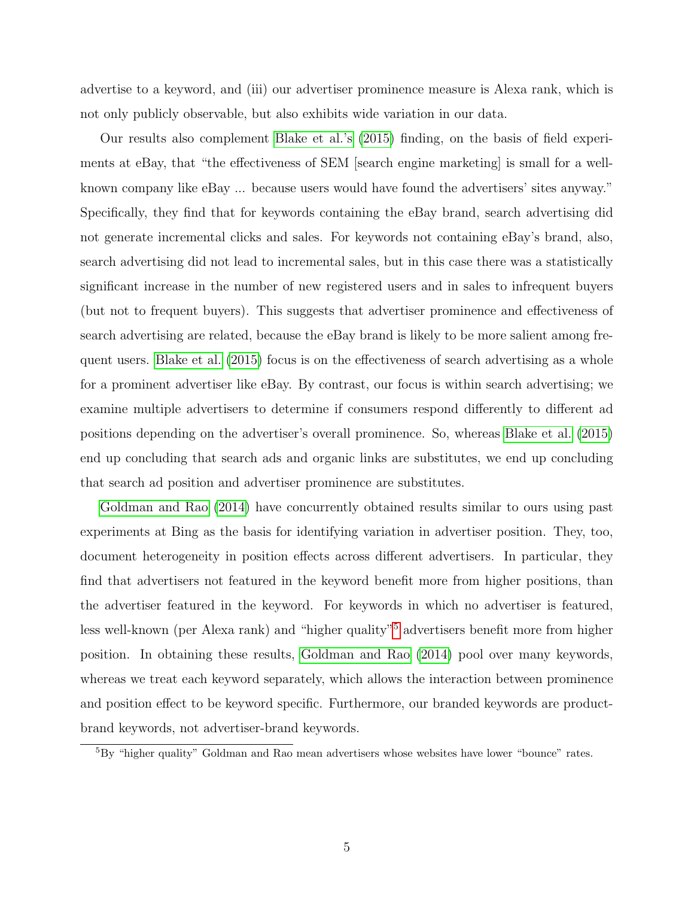advertise to a keyword, and (iii) our advertiser prominence measure is Alexa rank, which is not only publicly observable, but also exhibits wide variation in our data.

Our results also complement Blake et al.'s (2015) finding, on the basis of field experiments at eBay, that "the effectiveness of SEM [search engine marketing] is small for a well-known company like eBay ... because users would have found the advertisers' sites anyway." Specifically, they find that for keywords containing the eBay brand, search advertising did not generate incremental clicks and sales. For keywords not containing eBay's brand, also, search advertising did not lead to incremental sales, but in this case there was a statistically significant increase in the number of new registered users and in sales to infrequent buyers (but not to frequent buyers). This suggests that advertiser prominence and effectiveness of search advertising are related, because the eBay brand is likely to be more salient among frequent users. Blake et al. (2015) focus is on the effectiveness of search advertising as a whole for a prominent advertiser like eBay. By contrast, our focus is within search advertising; we examine multiple advertisers to determine if consumers respond differently to different ad positions depending on the advertiser's overall prominence. So, whereas Blake et al. (2015) end up concluding that search ads and organic links are substitutes, we end up concluding that search ad position and advertiser prominence are substitutes.

Goldman and Rao (2014) have concurrently obtained results similar to ours using past experiments at Bing as the basis for identifying variation in advertiser position. They, too, document heterogeneity in position effects across different advertisers. In particular, they find that advertisers not featured in the keyword benefit more from higher positions, than the advertiser featured in the keyword. For keywords in which no advertiser is featured, less well-known (per Alexa rank) and "higher quality"[5] advertisers benefit more from higher position. In obtaining these results, Goldman and Rao (2014) pool over many keywords, whereas we treat each keyword separately, which allows the interaction between prominence and position effect to be keyword specific. Furthermore, our branded keywords are product-brand keywords, not advertiser-brand keywords.

[5] By "higher quality" Goldman and Rao mean advertisers whose websites have lower "bounce" rates.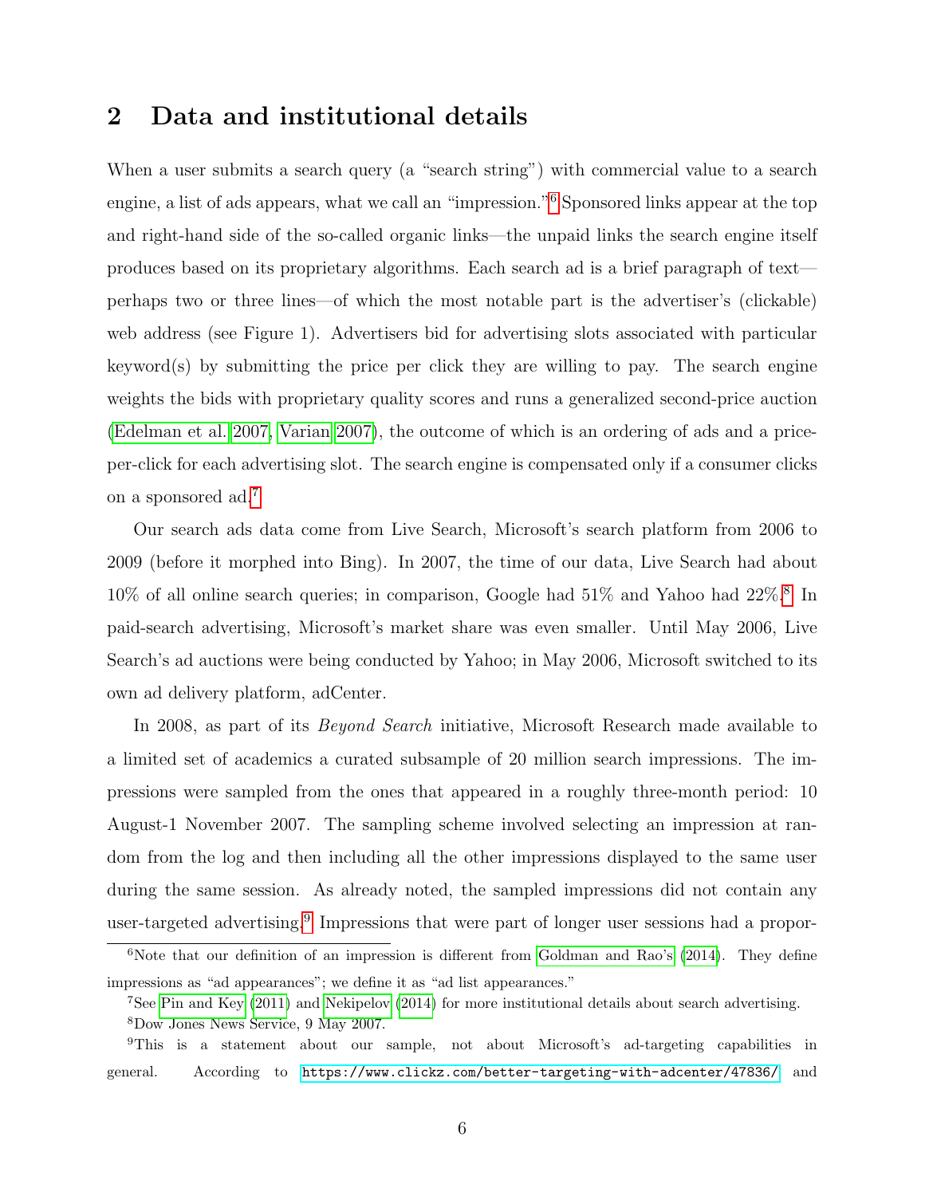## 2 Data and institutional details

When a user submits a search query (a "search string") with commercial value to a search engine, a list of ads appears, what we call an "impression."[6] Sponsored links appear at the top and right-hand side of the so-called organic links—the unpaid links the search engine itself produces based on its proprietary algorithms. Each search ad is a brief paragraph of text—perhaps two or three lines—of which the most notable part is the advertiser's (clickable) web address (see Figure 1). Advertisers bid for advertising slots associated with particular keyword(s) by submitting the price per click they are willing to pay. The search engine weights the bids with proprietary quality scores and runs a generalized second-price auction (Edelman et al. 2007, Varian 2007), the outcome of which is an ordering of ads and a price-per-click for each advertising slot. The search engine is compensated only if a consumer clicks on a sponsored ad.[7]

Our search ads data come from Live Search, Microsoft's search platform from 2006 to 2009 (before it morphed into Bing). In 2007, the time of our data, Live Search had about 10% of all online search queries; in comparison, Google had 51% and Yahoo had 22%.[8] In paid-search advertising, Microsoft's market share was even smaller. Until May 2006, Live Search's ad auctions were being conducted by Yahoo; in May 2006, Microsoft switched to its own ad delivery platform, adCenter.

In 2008, as part of its *Beyond Search* initiative, Microsoft Research made available to a limited set of academics a curated subsample of 20 million search impressions. The impressions were sampled from the ones that appeared in a roughly three-month period: 10 August-1 November 2007. The sampling scheme involved selecting an impression at random from the log and then including all the other impressions displayed to the same user during the same session. As already noted, the sampled impressions did not contain any user-targeted advertising.[9] Impressions that were part of longer user sessions had a propor-

---

[6] Note that our definition of an impression is different from Goldman and Rao's (2014). They define impressions as "ad appearances"; we define it as "ad list appearances."

[7] See Pin and Key (2011) and Nekipelov (2014) for more institutional details about search advertising.

[8] Dow Jones News Service, 9 May 2007.

[9] This is a statement about our sample, not about Microsoft's ad-targeting capabilities in general. According to https://www.clickz.com/better-targeting-with-adcenter/47836/ and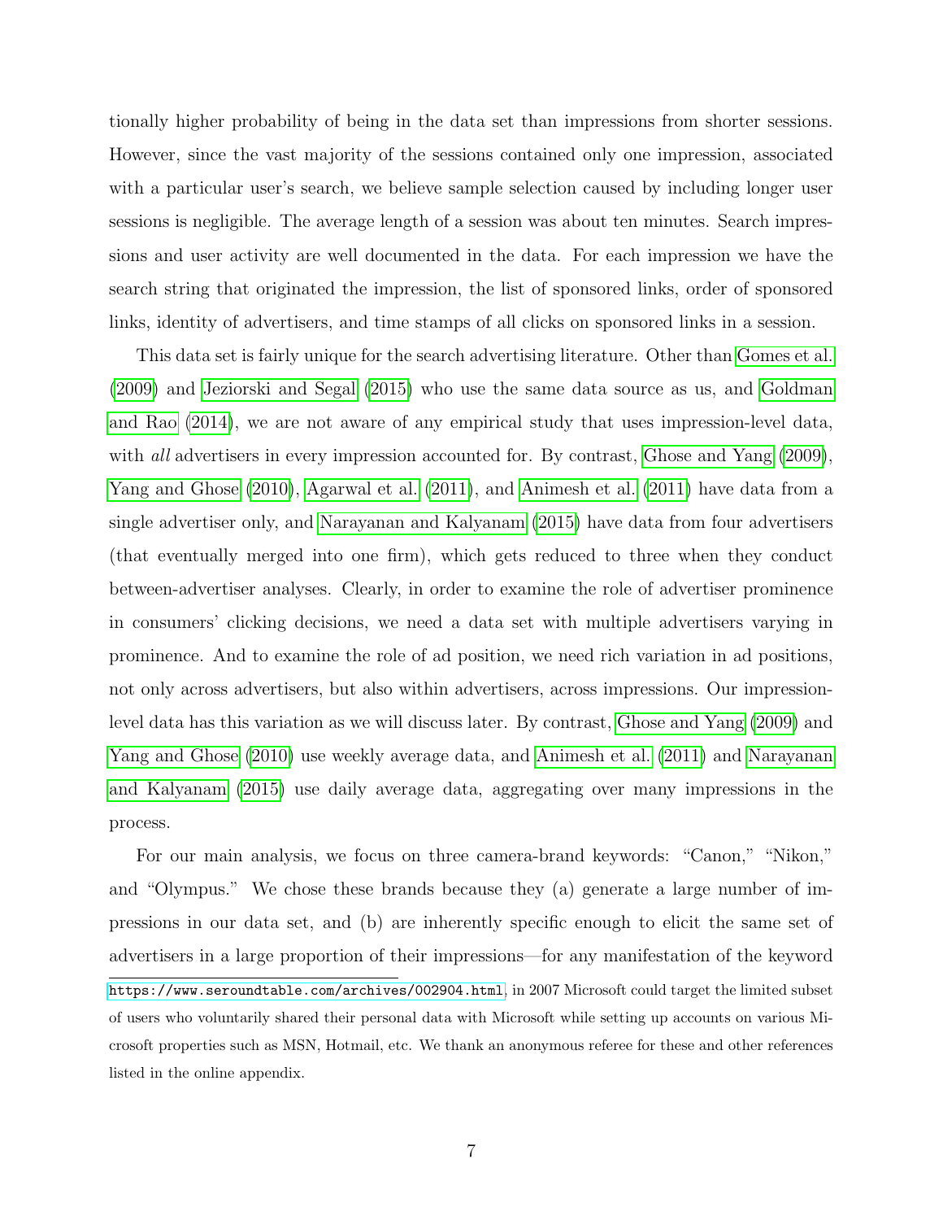tionally higher probability of being in the data set than impressions from shorter sessions. However, since the vast majority of the sessions contained only one impression, associated with a particular user's search, we believe sample selection caused by including longer user sessions is negligible. The average length of a session was about ten minutes. Search impressions and user activity are well documented in the data. For each impression we have the search string that originated the impression, the list of sponsored links, order of sponsored links, identity of advertisers, and time stamps of all clicks on sponsored links in a session.

This data set is fairly unique for the search advertising literature. Other than Gomes et al. (2009) and Jeziorski and Segal (2015) who use the same data source as us, and Goldman and Rao (2014), we are not aware of any empirical study that uses impression-level data, with *all* advertisers in every impression accounted for. By contrast, Ghose and Yang (2009), Yang and Ghose (2010), Agarwal et al. (2011), and Animesh et al. (2011) have data from a single advertiser only, and Narayanan and Kalyanam (2015) have data from four advertisers (that eventually merged into one firm), which gets reduced to three when they conduct between-advertiser analyses. Clearly, in order to examine the role of advertiser prominence in consumers' clicking decisions, we need a data set with multiple advertisers varying in prominence. And to examine the role of ad position, we need rich variation in ad positions, not only across advertisers, but also within advertisers, across impressions. Our impression-level data has this variation as we will discuss later. By contrast, Ghose and Yang (2009) and Yang and Ghose (2010) use weekly average data, and Animesh et al. (2011) and Narayanan and Kalyanam (2015) use daily average data, aggregating over many impressions in the process.

For our main analysis, we focus on three camera-brand keywords: "Canon," "Nikon," and "Olympus." We chose these brands because they (a) generate a large number of impressions in our data set, and (b) are inherently specific enough to elicit the same set of advertisers in a large proportion of their impressions—for any manifestation of the keyword

https://www.seroundtable.com/archives/002904.html, in 2007 Microsoft could target the limited subset of users who voluntarily shared their personal data with Microsoft while setting up accounts on various Microsoft properties such as MSN, Hotmail, etc. We thank an anonymous referee for these and other references listed in the online appendix.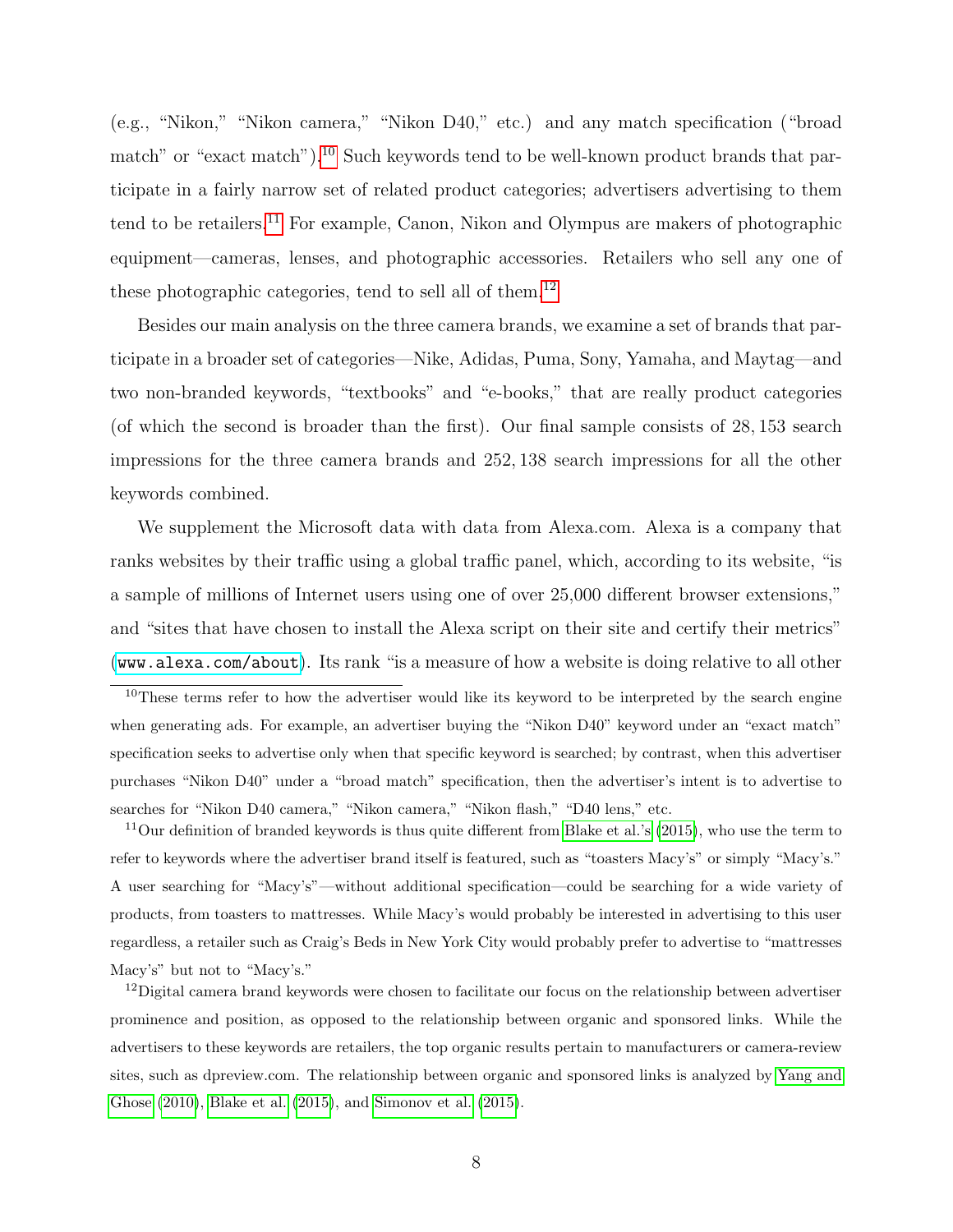(e.g., "Nikon," "Nikon camera," "Nikon D40," etc.) and any match specification ("broad match" or "exact match").[10] Such keywords tend to be well-known product brands that participate in a fairly narrow set of related product categories; advertisers advertising to them tend to be retailers.[11] For example, Canon, Nikon and Olympus are makers of photographic equipment—cameras, lenses, and photographic accessories. Retailers who sell any one of these photographic categories, tend to sell all of them.[12]

Besides our main analysis on the three camera brands, we examine a set of brands that participate in a broader set of categories—Nike, Adidas, Puma, Sony, Yamaha, and Maytag—and two non-branded keywords, "textbooks" and "e-books," that are really product categories (of which the second is broader than the first). Our final sample consists of 28,153 search impressions for the three camera brands and 252,138 search impressions for all the other keywords combined.

We supplement the Microsoft data with data from Alexa.com. Alexa is a company that ranks websites by their traffic using a global traffic panel, which, according to its website, "is a sample of millions of Internet users using one of over 25,000 different browser extensions," and "sites that have chosen to install the Alexa script on their site and certify their metrics" (`www.alexa.com/about`). Its rank "is a measure of how a website is doing relative to all other

---

[10] These terms refer to how the advertiser would like its keyword to be interpreted by the search engine when generating ads. For example, an advertiser buying the "Nikon D40" keyword under an "exact match" specification seeks to advertise only when that specific keyword is searched; by contrast, when this advertiser purchases "Nikon D40" under a "broad match" specification, then the advertiser's intent is to advertise to searches for "Nikon D40 camera," "Nikon camera," "Nikon flash," "D40 lens," etc.

[11] Our definition of branded keywords is thus quite different from Blake et al.'s (2015), who use the term to refer to keywords where the advertiser brand itself is featured, such as "toasters Macy's" or simply "Macy's." A user searching for "Macy's"—without additional specification—could be searching for a wide variety of products, from toasters to mattresses. While Macy's would probably be interested in advertising to this user regardless, a retailer such as Craig's Beds in New York City would probably prefer to advertise to "mattresses Macy's" but not to "Macy's."

[12] Digital camera brand keywords were chosen to facilitate our focus on the relationship between advertiser prominence and position, as opposed to the relationship between organic and sponsored links. While the advertisers to these keywords are retailers, the top organic results pertain to manufacturers or camera-review sites, such as dpreview.com. The relationship between organic and sponsored links is analyzed by Yang and Ghose (2010), Blake et al. (2015), and Simonov et al. (2015).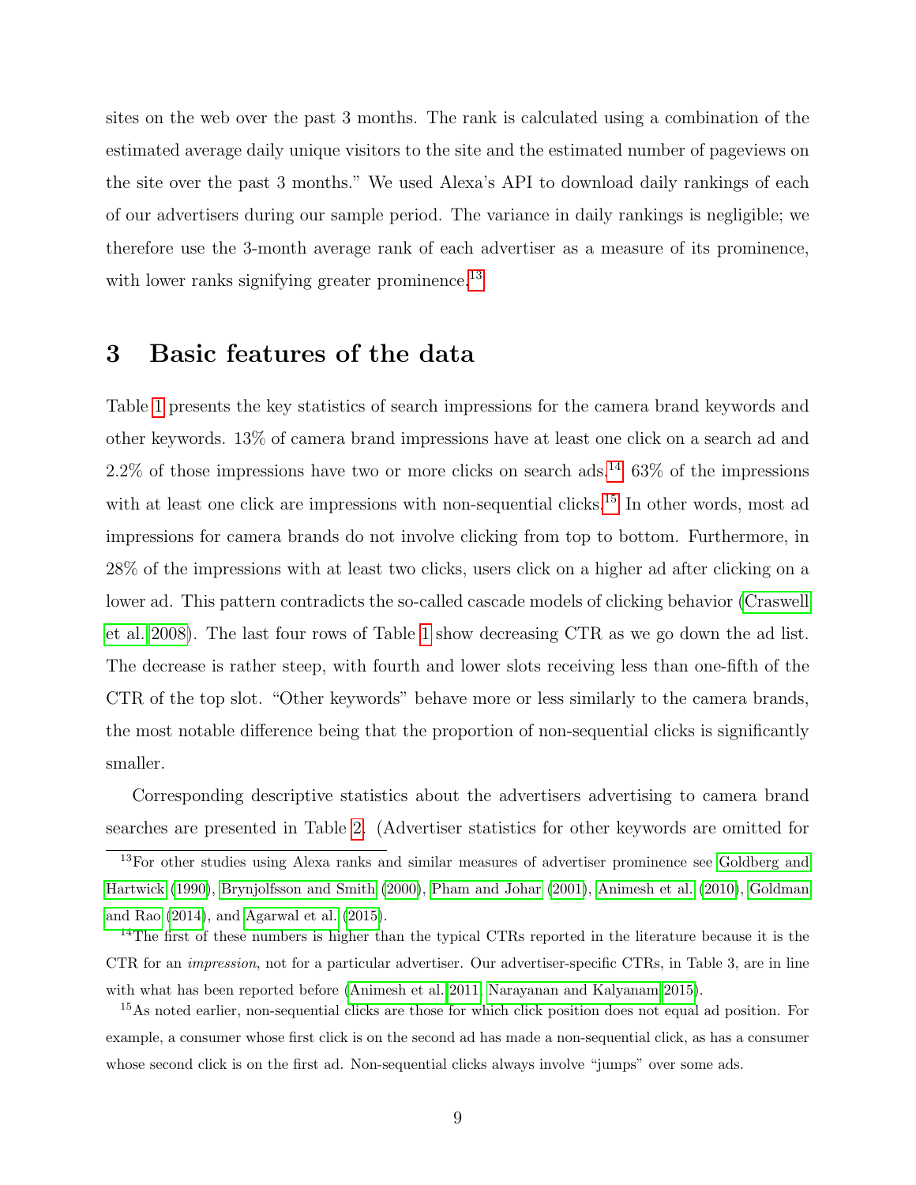sites on the web over the past 3 months. The rank is calculated using a combination of the estimated average daily unique visitors to the site and the estimated number of pageviews on the site over the past 3 months." We used Alexa's API to download daily rankings of each of our advertisers during our sample period. The variance in daily rankings is negligible; we therefore use the 3-month average rank of each advertiser as a measure of its prominence, with lower ranks signifying greater prominence.[13]

## 3 Basic features of the data

Table 1 presents the key statistics of search impressions for the camera brand keywords and other keywords. 13% of camera brand impressions have at least one click on a search ad and 2.2% of those impressions have two or more clicks on search ads.[14] 63% of the impressions with at least one click are impressions with non-sequential clicks.[15] In other words, most ad impressions for camera brands do not involve clicking from top to bottom. Furthermore, in 28% of the impressions with at least two clicks, users click on a higher ad after clicking on a lower ad. This pattern contradicts the so-called cascade models of clicking behavior (Craswell et al. 2008). The last four rows of Table 1 show decreasing CTR as we go down the ad list. The decrease is rather steep, with fourth and lower slots receiving less than one-fifth of the CTR of the top slot. "Other keywords" behave more or less similarly to the camera brands, the most notable difference being that the proportion of non-sequential clicks is significantly smaller.

Corresponding descriptive statistics about the advertisers advertising to camera brand searches are presented in Table 2. (Advertiser statistics for other keywords are omitted for

---

[13] For other studies using Alexa ranks and similar measures of advertiser prominence see Goldberg and Hartwick (1990), Brynjolfsson and Smith (2000), Pham and Johar (2001), Animesh et al. (2010), Goldman and Rao (2014), and Agarwal et al. (2015).

[14] The first of these numbers is higher than the typical CTRs reported in the literature because it is the CTR for an *impression*, not for a particular advertiser. Our advertiser-specific CTRs, in Table 3, are in line with what has been reported before (Animesh et al. 2011, Narayanan and Kalyanam 2015).

[15] As noted earlier, non-sequential clicks are those for which click position does not equal ad position. For example, a consumer whose first click is on the second ad has made a non-sequential click, as has a consumer whose second click is on the first ad. Non-sequential clicks always involve "jumps" over some ads.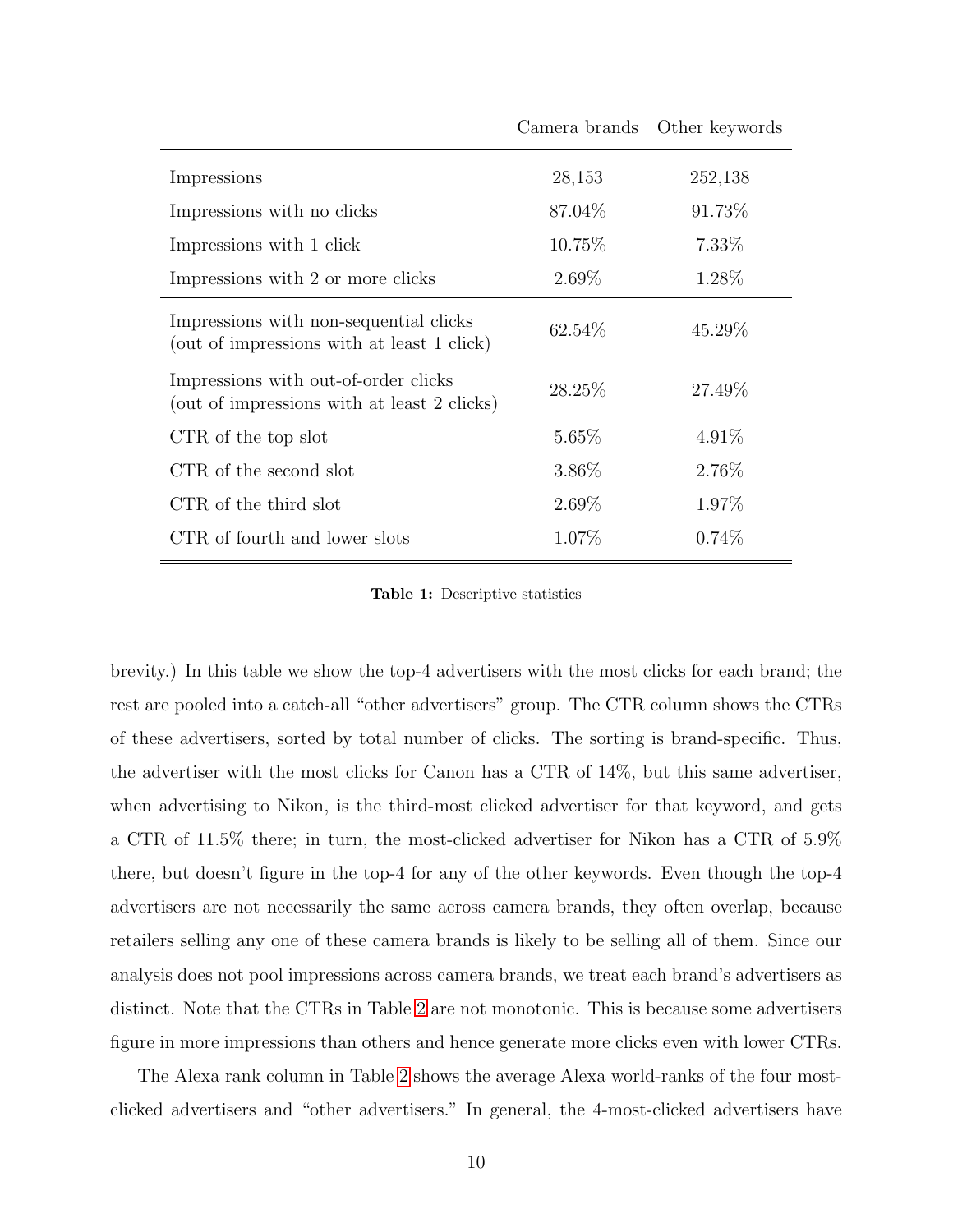| | Camera brands | Other keywords |
|---|---|---|
| Impressions | 28,153 | 252,138 |
| Impressions with no clicks | 87.04% | 91.73% |
| Impressions with 1 click | 10.75% | 7.33% |
| Impressions with 2 or more clicks | 2.69% | 1.28% |
| Impressions with non-sequential clicks (out of impressions with at least 1 click) | 62.54% | 45.29% |
| Impressions with out-of-order clicks (out of impressions with at least 2 clicks) | 28.25% | 27.49% |
| CTR of the top slot | 5.65% | 4.91% |
| CTR of the second slot | 3.86% | 2.76% |
| CTR of the third slot | 2.69% | 1.97% |
| CTR of fourth and lower slots | 1.07% | 0.74% |

**Table 1:** Descriptive statistics

brevity.) In this table we show the top-4 advertisers with the most clicks for each brand; the rest are pooled into a catch-all "other advertisers" group. The CTR column shows the CTRs of these advertisers, sorted by total number of clicks. The sorting is brand-specific. Thus, the advertiser with the most clicks for Canon has a CTR of 14%, but this same advertiser, when advertising to Nikon, is the third-most clicked advertiser for that keyword, and gets a CTR of 11.5% there; in turn, the most-clicked advertiser for Nikon has a CTR of 5.9% there, but doesn't figure in the top-4 for any of the other keywords. Even though the top-4 advertisers are not necessarily the same across camera brands, they often overlap, because retailers selling any one of these camera brands is likely to be selling all of them. Since our analysis does not pool impressions across camera brands, we treat each brand's advertisers as distinct. Note that the CTRs in Table 2 are not monotonic. This is because some advertisers figure in more impressions than others and hence generate more clicks even with lower CTRs.

The Alexa rank column in Table 2 shows the average Alexa world-ranks of the four most-clicked advertisers and "other advertisers." In general, the 4-most-clicked advertisers have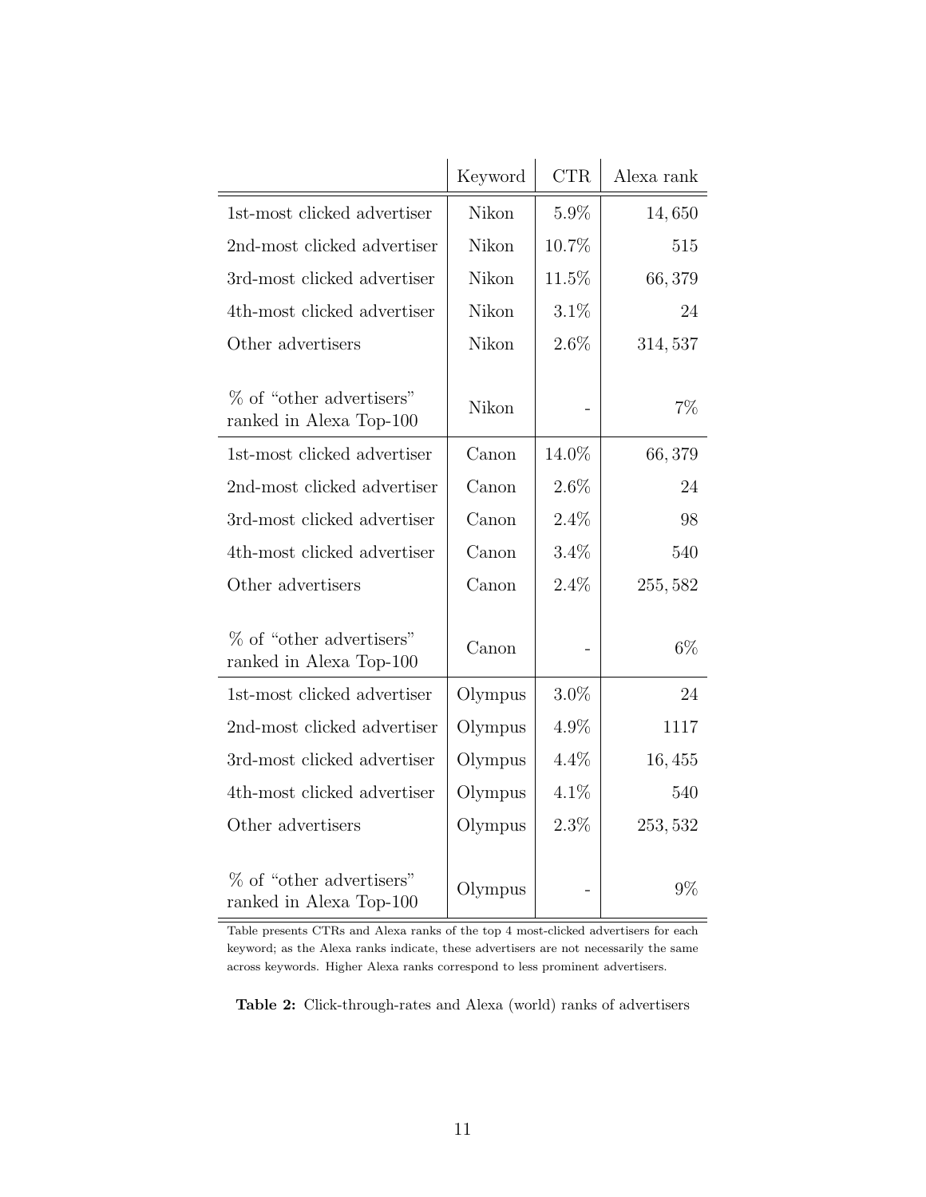| | Keyword | CTR | Alexa rank |
|---|---|---|---|
| 1st-most clicked advertiser | Nikon | 5.9% | 14,650 |
| 2nd-most clicked advertiser | Nikon | 10.7% | 515 |
| 3rd-most clicked advertiser | Nikon | 11.5% | 66,379 |
| 4th-most clicked advertiser | Nikon | 3.1% | 24 |
| Other advertisers | Nikon | 2.6% | 314,537 |
| % of “other advertisers” ranked in Alexa Top-100 | Nikon | - | 7% |
| 1st-most clicked advertiser | Canon | 14.0% | 66,379 |
| 2nd-most clicked advertiser | Canon | 2.6% | 24 |
| 3rd-most clicked advertiser | Canon | 2.4% | 98 |
| 4th-most clicked advertiser | Canon | 3.4% | 540 |
| Other advertisers | Canon | 2.4% | 255,582 |
| % of “other advertisers” ranked in Alexa Top-100 | Canon | - | 6% |
| 1st-most clicked advertiser | Olympus | 3.0% | 24 |
| 2nd-most clicked advertiser | Olympus | 4.9% | 1117 |
| 3rd-most clicked advertiser | Olympus | 4.4% | 16,455 |
| 4th-most clicked advertiser | Olympus | 4.1% | 540 |
| Other advertisers | Olympus | 2.3% | 253,532 |
| % of “other advertisers” ranked in Alexa Top-100 | Olympus | - | 9% |

Table presents CTRs and Alexa ranks of the top 4 most-clicked advertisers for each keyword; as the Alexa ranks indicate, these advertisers are not necessarily the same across keywords. Higher Alexa ranks correspond to less prominent advertisers.

**Table 2:** Click-through-rates and Alexa (world) ranks of advertisers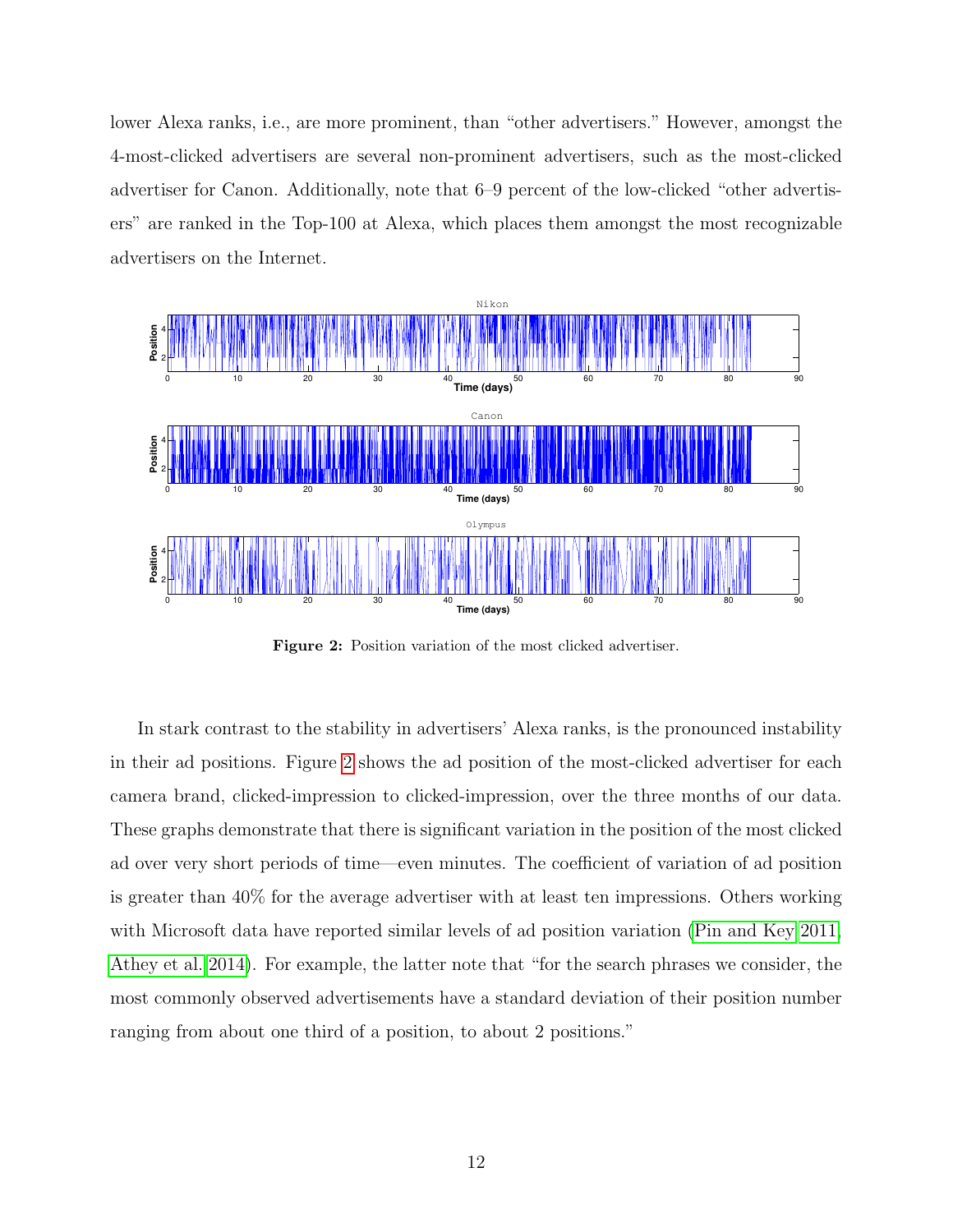lower Alexa ranks, i.e., are more prominent, than "other advertisers." However, amongst the 4-most-clicked advertisers are several non-prominent advertisers, such as the most-clicked advertiser for Canon. Additionally, note that 6–9 percent of the low-clicked "other advertisers" are ranked in the Top-100 at Alexa, which places them amongst the most recognizable advertisers on the Internet.

**Figure 2:** Position variation of the most clicked advertiser.

In stark contrast to the stability in advertisers' Alexa ranks, is the pronounced instability in their ad positions. Figure 2 shows the ad position of the most-clicked advertiser for each camera brand, clicked-impression to clicked-impression, over the three months of our data. These graphs demonstrate that there is significant variation in the position of the most clicked ad over very short periods of time—even minutes. The coefficient of variation of ad position is greater than 40% for the average advertiser with at least ten impressions. Others working with Microsoft data have reported similar levels of ad position variation (Pin and Key 2011, Athey et al. 2014). For example, the latter note that "for the search phrases we consider, the most commonly observed advertisements have a standard deviation of their position number ranging from about one third of a position, to about 2 positions."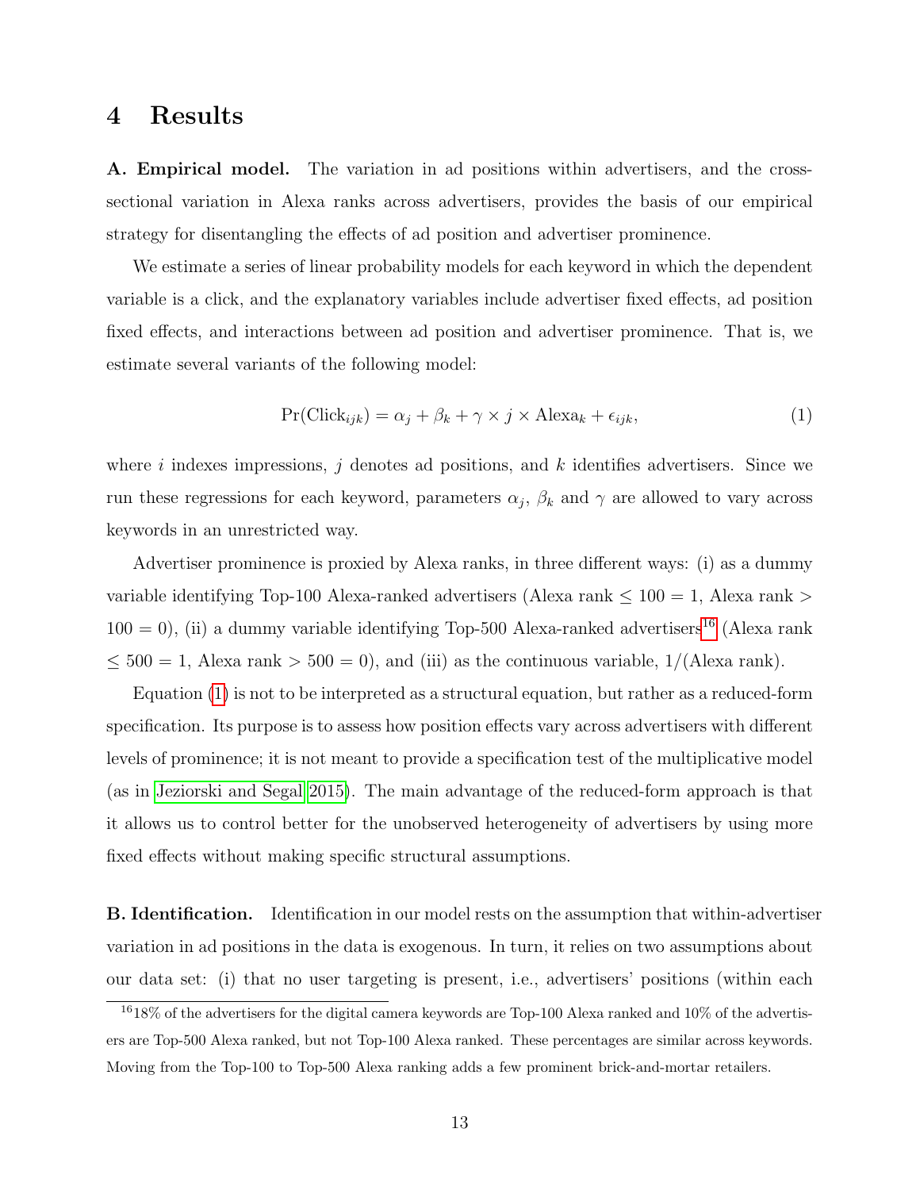# 4 Results

**A. Empirical model.** The variation in ad positions within advertisers, and the cross-sectional variation in Alexa ranks across advertisers, provides the basis of our empirical strategy for disentangling the effects of ad position and advertiser prominence.

We estimate a series of linear probability models for each keyword in which the dependent variable is a click, and the explanatory variables include advertiser fixed effects, ad position fixed effects, and interactions between ad position and advertiser prominence. That is, we estimate several variants of the following model:

$$\Pr(\text{Click}_{ijk}) = \alpha_j + \beta_k + \gamma \times j \times \text{Alexa}_k + \epsilon_{ijk}, \tag{1}$$

where $i$ indexes impressions, $j$ denotes ad positions, and $k$ identifies advertisers. Since we run these regressions for each keyword, parameters $\alpha_j$, $\beta_k$ and $\gamma$ are allowed to vary across keywords in an unrestricted way.

Advertiser prominence is proxied by Alexa ranks, in three different ways: (i) as a dummy variable identifying Top-100 Alexa-ranked advertisers (Alexa rank $\leq 100 = 1$, Alexa rank $> 100 = 0$), (ii) a dummy variable identifying Top-500 Alexa-ranked advertisers[16] (Alexa rank $\leq 500 = 1$, Alexa rank $> 500 = 0$), and (iii) as the continuous variable, 1/(Alexa rank).

Equation (1) is not to be interpreted as a structural equation, but rather as a reduced-form specification. Its purpose is to assess how position effects vary across advertisers with different levels of prominence; it is not meant to provide a specification test of the multiplicative model (as in Jeziorski and Segal 2015). The main advantage of the reduced-form approach is that it allows us to control better for the unobserved heterogeneity of advertisers by using more fixed effects without making specific structural assumptions.

**B. Identification.** Identification in our model rests on the assumption that within-advertiser variation in ad positions in the data is exogenous. In turn, it relies on two assumptions about our data set: (i) that no user targeting is present, i.e., advertisers' positions (within each

[16] 18% of the advertisers for the digital camera keywords are Top-100 Alexa ranked and 10% of the advertisers are Top-500 Alexa ranked, but not Top-100 Alexa ranked. These percentages are similar across keywords. Moving from the Top-100 to Top-500 Alexa ranking adds a few prominent brick-and-mortar retailers.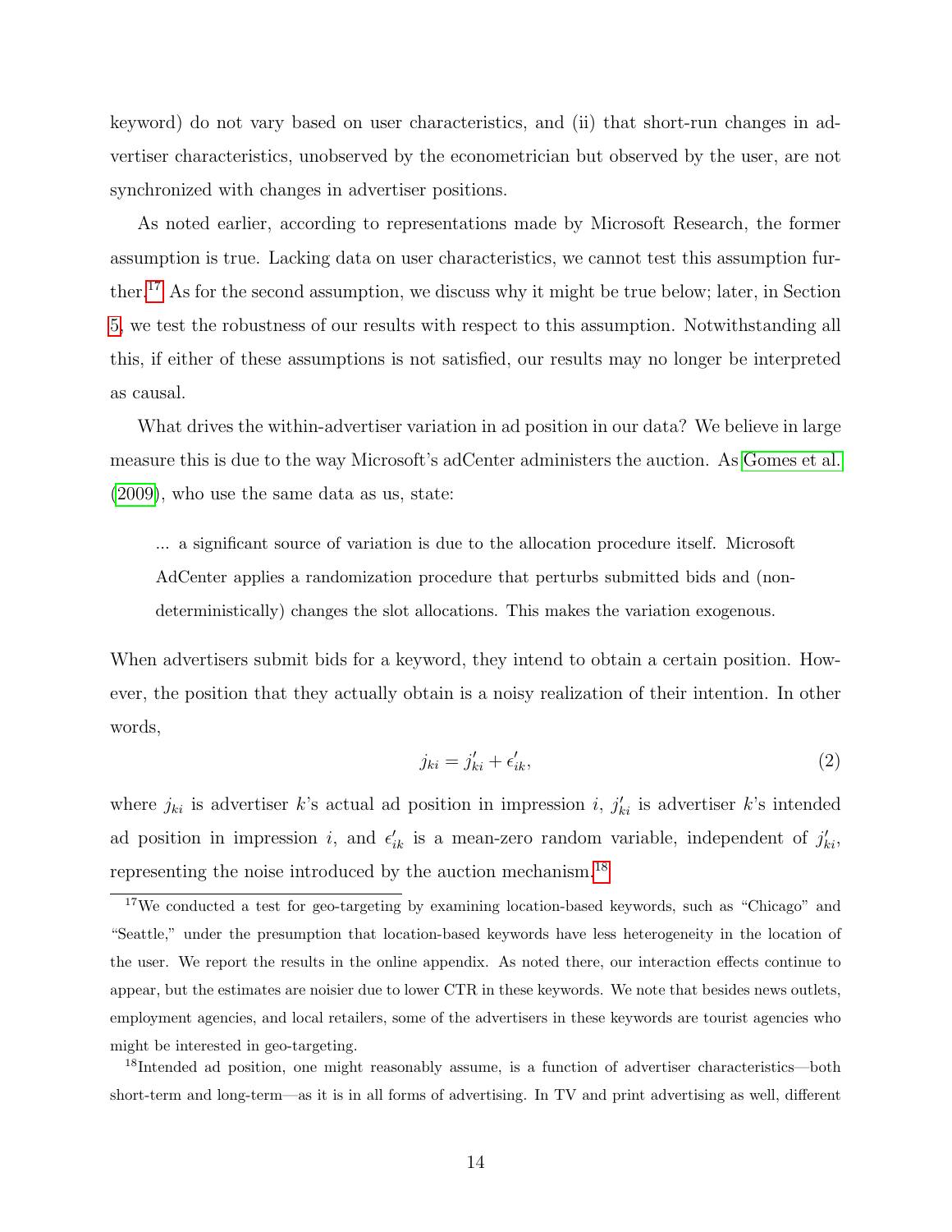keyword) do not vary based on user characteristics, and (ii) that short-run changes in advertiser characteristics, unobserved by the econometrician but observed by the user, are not synchronized with changes in advertiser positions.

As noted earlier, according to representations made by Microsoft Research, the former assumption is true. Lacking data on user characteristics, we cannot test this assumption further.[17] As for the second assumption, we discuss why it might be true below; later, in Section 5, we test the robustness of our results with respect to this assumption. Notwithstanding all this, if either of these assumptions is not satisfied, our results may no longer be interpreted as causal.

What drives the within-advertiser variation in ad position in our data? We believe in large measure this is due to the way Microsoft's adCenter administers the auction. As Gomes et al. (2009), who use the same data as us, state:

> ... a significant source of variation is due to the allocation procedure itself. Microsoft AdCenter applies a randomization procedure that perturbs submitted bids and (non-deterministically) changes the slot allocations. This makes the variation exogenous.

When advertisers submit bids for a keyword, they intend to obtain a certain position. However, the position that they actually obtain is a noisy realization of their intention. In other words,

$$j_{ki} = j'_{ki} + \epsilon'_{ik}, \tag{2}$$

where $j_{ki}$ is advertiser $k$'s actual ad position in impression $i$, $j'_{ki}$ is advertiser $k$'s intended ad position in impression $i$, and $\epsilon'_{ik}$ is a mean-zero random variable, independent of $j'_{ki}$, representing the noise introduced by the auction mechanism.[18]

[17] We conducted a test for geo-targeting by examining location-based keywords, such as "Chicago" and "Seattle," under the presumption that location-based keywords have less heterogeneity in the location of the user. We report the results in the online appendix. As noted there, our interaction effects continue to appear, but the estimates are noisier due to lower CTR in these keywords. We note that besides news outlets, employment agencies, and local retailers, some of the advertisers in these keywords are tourist agencies who might be interested in geo-targeting.

[18] Intended ad position, one might reasonably assume, is a function of advertiser characteristics—both short-term and long-term—as it is in all forms of advertising. In TV and print advertising as well, different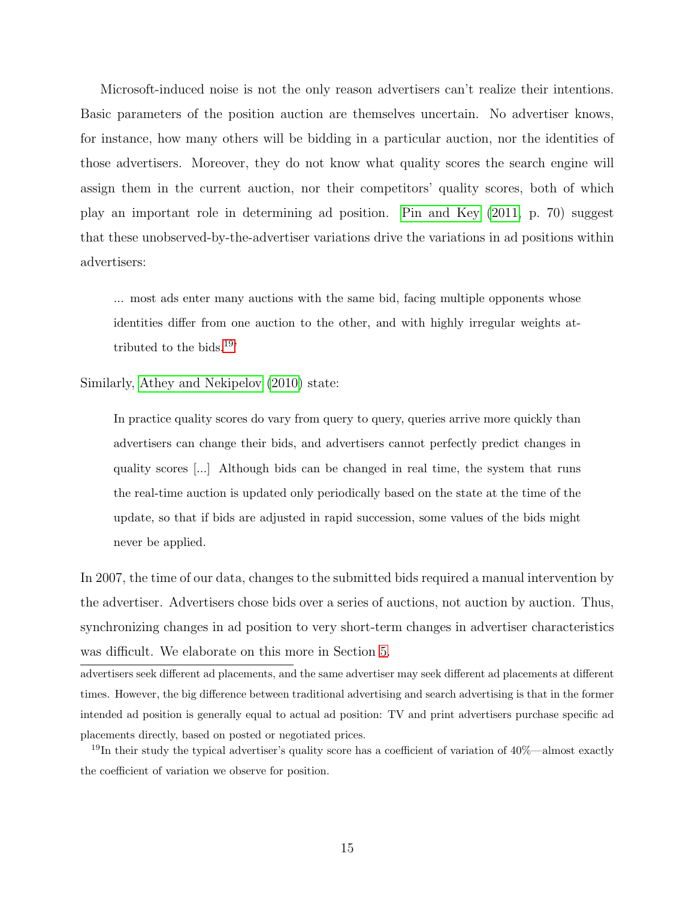Microsoft-induced noise is not the only reason advertisers can't realize their intentions. Basic parameters of the position auction are themselves uncertain. No advertiser knows, for instance, how many others will be bidding in a particular auction, nor the identities of those advertisers. Moreover, they do not know what quality scores the search engine will assign them in the current auction, nor their competitors' quality scores, both of which play an important role in determining ad position. Pin and Key (2011, p. 70) suggest that these unobserved-by-the-advertiser variations drive the variations in ad positions within advertisers:

> ... most ads enter many auctions with the same bid, facing multiple opponents whose identities differ from one auction to the other, and with highly irregular weights attributed to the bids.[19]'

Similarly, Athey and Nekipelov (2010) state:

> In practice quality scores do vary from query to query, queries arrive more quickly than advertisers can change their bids, and advertisers cannot perfectly predict changes in quality scores [...] Although bids can be changed in real time, the system that runs the real-time auction is updated only periodically based on the state at the time of the update, so that if bids are adjusted in rapid succession, some values of the bids might never be applied.

In 2007, the time of our data, changes to the submitted bids required a manual intervention by the advertiser. Advertisers chose bids over a series of auctions, not auction by auction. Thus, synchronizing changes in ad position to very short-term changes in advertiser characteristics was difficult. We elaborate on this more in Section 5.

---

advertisers seek different ad placements, and the same advertiser may seek different ad placements at different times. However, the big difference between traditional advertising and search advertising is that in the former intended ad position is generally equal to actual ad position: TV and print advertisers purchase specific ad placements directly, based on posted or negotiated prices.

[19] In their study the typical advertiser's quality score has a coefficient of variation of 40%—almost exactly the coefficient of variation we observe for position.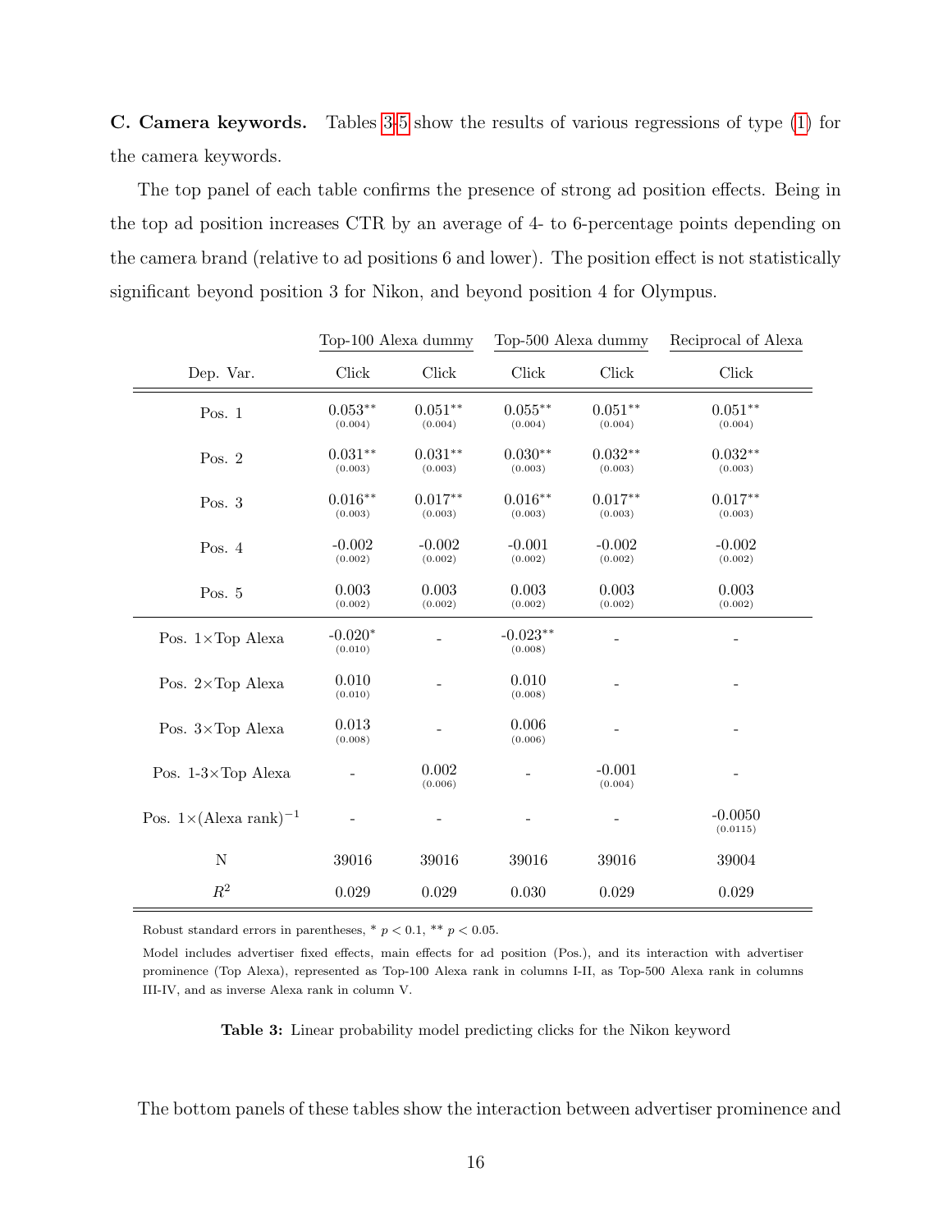**C. Camera keywords.** Tables 3-5 show the results of various regressions of type (1) for the camera keywords.

The top panel of each table confirms the presence of strong ad position effects. Being in the top ad position increases CTR by an average of 4- to 6-percentage points depending on the camera brand (relative to ad positions 6 and lower). The position effect is not statistically significant beyond position 3 for Nikon, and beyond position 4 for Olympus.

| | Top-100 Alexa dummy | | Top-500 Alexa dummy | | Reciprocal of Alexa |
|---|---|---|---|---|---|
| Dep. Var. | Click | Click | Click | Click | Click |
| Pos. 1 | 0.053** (0.004) | 0.051** (0.004) | 0.055** (0.004) | 0.051** (0.004) | 0.051** (0.004) |
| Pos. 2 | 0.031** (0.003) | 0.031** (0.003) | 0.030** (0.003) | 0.032** (0.003) | 0.032** (0.003) |
| Pos. 3 | 0.016** (0.003) | 0.017** (0.003) | 0.016** (0.003) | 0.017** (0.003) | 0.017** (0.003) |
| Pos. 4 | -0.002 (0.002) | -0.002 (0.002) | -0.001 (0.002) | -0.002 (0.002) | -0.002 (0.002) |
| Pos. 5 | 0.003 (0.002) | 0.003 (0.002) | 0.003 (0.002) | 0.003 (0.002) | 0.003 (0.002) |
| Pos. 1×Top Alexa | -0.020* (0.010) | - | -0.023** (0.008) | - | - |
| Pos. 2×Top Alexa | 0.010 (0.010) | - | 0.010 (0.008) | - | - |
| Pos. 3×Top Alexa | 0.013 (0.008) | - | 0.006 (0.006) | - | - |
| Pos. 1-3×Top Alexa | - | 0.002 (0.006) | - | -0.001 (0.004) | - |
| Pos. 1×(Alexa rank)$^{-1}$ | - | - | - | - | -0.0050 (0.0115) |
| N | 39016 | 39016 | 39016 | 39016 | 39004 |
| $R^2$ | 0.029 | 0.029 | 0.030 | 0.029 | 0.029 |

Robust standard errors in parentheses, * $p < 0.1$, ** $p < 0.05$.

Model includes advertiser fixed effects, main effects for ad position (Pos.), and its interaction with advertiser prominence (Top Alexa), represented as Top-100 Alexa rank in columns I-II, as Top-500 Alexa rank in columns III-IV, and as inverse Alexa rank in column V.

**Table 3:** Linear probability model predicting clicks for the Nikon keyword

The bottom panels of these tables show the interaction between advertiser prominence and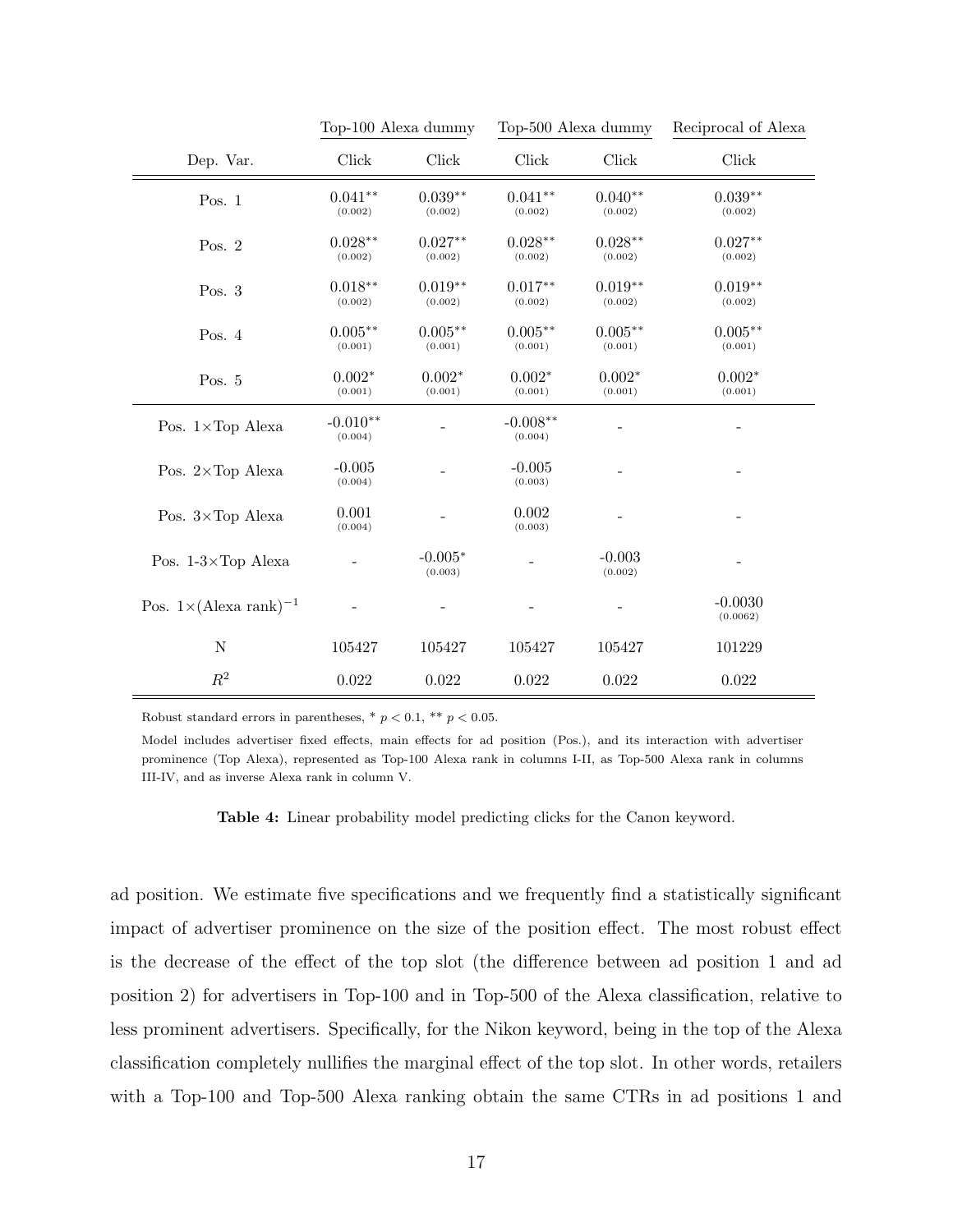| | Top-100 Alexa dummy | | Top-500 Alexa dummy | | Reciprocal of Alexa |
|---|---|---|---|---|---|
| Dep. Var. | Click | Click | Click | Click | Click |
| Pos. 1 | $0.041^{**}$ (0.002) | $0.039^{**}$ (0.002) | $0.041^{**}$ (0.002) | $0.040^{**}$ (0.002) | $0.039^{**}$ (0.002) |
| Pos. 2 | $0.028^{**}$ (0.002) | $0.027^{**}$ (0.002) | $0.028^{**}$ (0.002) | $0.028^{**}$ (0.002) | $0.027^{**}$ (0.002) |
| Pos. 3 | $0.018^{**}$ (0.002) | $0.019^{**}$ (0.002) | $0.017^{**}$ (0.002) | $0.019^{**}$ (0.002) | $0.019^{**}$ (0.002) |
| Pos. 4 | $0.005^{**}$ (0.001) | $0.005^{**}$ (0.001) | $0.005^{**}$ (0.001) | $0.005^{**}$ (0.001) | $0.005^{**}$ (0.001) |
| Pos. 5 | $0.002^{*}$ (0.001) | $0.002^{*}$ (0.001) | $0.002^{*}$ (0.001) | $0.002^{*}$ (0.001) | $0.002^{*}$ (0.001) |
| Pos. 1×Top Alexa | $-0.010^{**}$ (0.004) | - | $-0.008^{**}$ (0.004) | - | - |
| Pos. 2×Top Alexa | -0.005 (0.004) | - | -0.005 (0.003) | - | - |
| Pos. 3×Top Alexa | 0.001 (0.004) | - | 0.002 (0.003) | - | - |
| Pos. 1-3×Top Alexa | - | $-0.005^{*}$ (0.003) | - | -0.003 (0.002) | - |
| Pos. 1×(Alexa rank)$^{-1}$ | - | - | - | - | -0.0030 (0.0062) |
| N | 105427 | 105427 | 105427 | 105427 | 101229 |
| $R^2$ | 0.022 | 0.022 | 0.022 | 0.022 | 0.022 |

Robust standard errors in parentheses, * $p < 0.1$, ** $p < 0.05$.

Model includes advertiser fixed effects, main effects for ad position (Pos.), and its interaction with advertiser prominence (Top Alexa), represented as Top-100 Alexa rank in columns I-II, as Top-500 Alexa rank in columns III-IV, and as inverse Alexa rank in column V.

**Table 4:** Linear probability model predicting clicks for the Canon keyword.

ad position. We estimate five specifications and we frequently find a statistically significant impact of advertiser prominence on the size of the position effect. The most robust effect is the decrease of the effect of the top slot (the difference between ad position 1 and ad position 2) for advertisers in Top-100 and in Top-500 of the Alexa classification, relative to less prominent advertisers. Specifically, for the Nikon keyword, being in the top of the Alexa classification completely nullifies the marginal effect of the top slot. In other words, retailers with a Top-100 and Top-500 Alexa ranking obtain the same CTRs in ad positions 1 and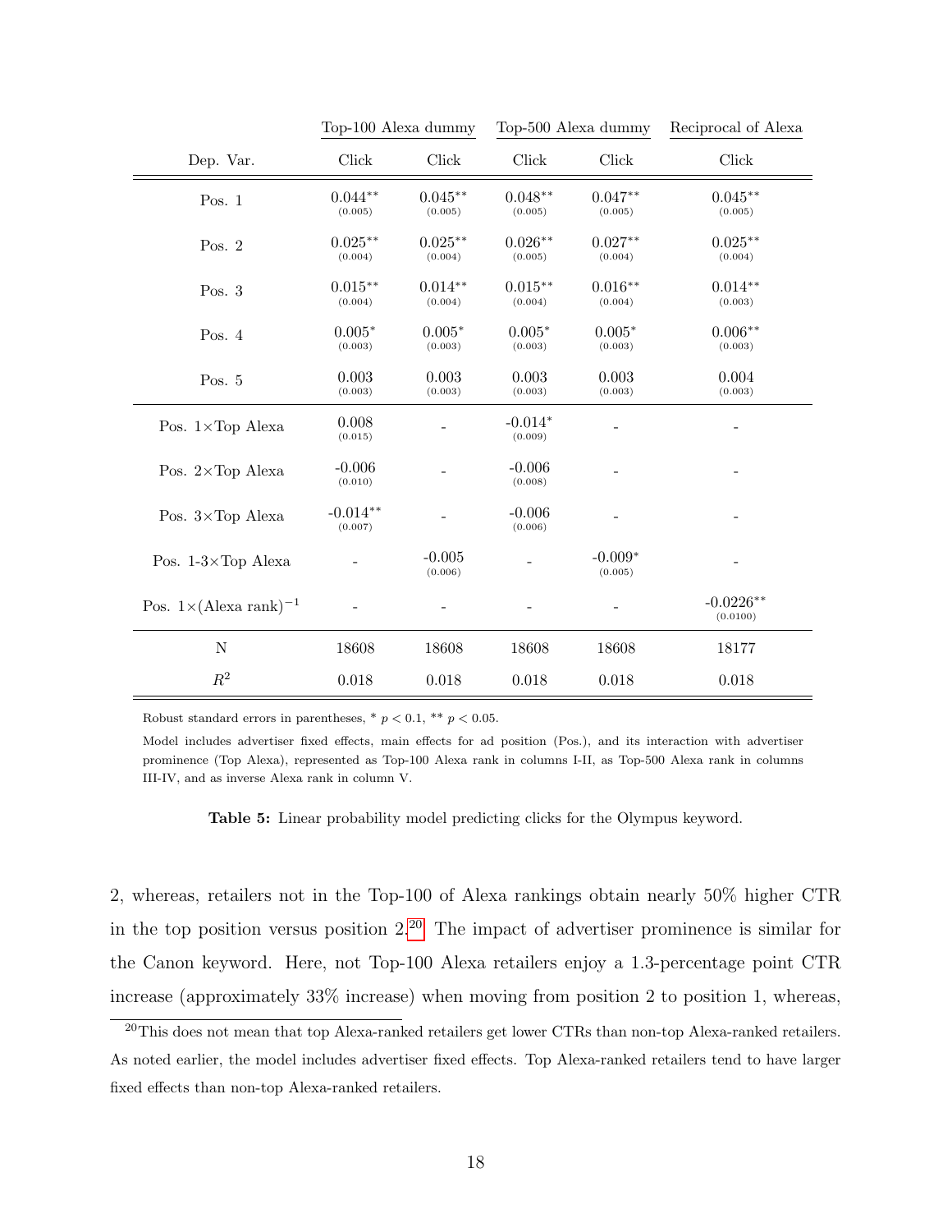| | Top-100 Alexa dummy | | Top-500 Alexa dummy | | Reciprocal of Alexa |
|---|---|---|---|---|---|
| Dep. Var. | Click | Click | Click | Click | Click |
| Pos. 1 | 0.044** (0.005) | 0.045** (0.005) | 0.048** (0.005) | 0.047** (0.005) | 0.045** (0.005) |
| Pos. 2 | 0.025** (0.004) | 0.025** (0.004) | 0.026** (0.005) | 0.027** (0.004) | 0.025** (0.004) |
| Pos. 3 | 0.015** (0.004) | 0.014** (0.004) | 0.015** (0.004) | 0.016** (0.004) | 0.014** (0.003) |
| Pos. 4 | 0.005* (0.003) | 0.005* (0.003) | 0.005* (0.003) | 0.005* (0.003) | 0.006** (0.003) |
| Pos. 5 | 0.003 (0.003) | 0.003 (0.003) | 0.003 (0.003) | 0.003 (0.003) | 0.004 (0.003) |
| Pos. 1×Top Alexa | 0.008 (0.015) | - | -0.014* (0.009) | - | - |
| Pos. 2×Top Alexa | -0.006 (0.010) | - | -0.006 (0.008) | - | - |
| Pos. 3×Top Alexa | -0.014** (0.007) | - | -0.006 (0.006) | - | - |
| Pos. 1-3×Top Alexa | - | -0.005 (0.006) | - | -0.009* (0.005) | - |
| Pos. 1×(Alexa rank)$^{-1}$ | - | - | - | - | -0.0226** (0.0100) |
| N | 18608 | 18608 | 18608 | 18608 | 18177 |
| $R^2$ | 0.018 | 0.018 | 0.018 | 0.018 | 0.018 |

Robust standard errors in parentheses, * $p < 0.1$, ** $p < 0.05$.

Model includes advertiser fixed effects, main effects for ad position (Pos.), and its interaction with advertiser prominence (Top Alexa), represented as Top-100 Alexa rank in columns I-II, as Top-500 Alexa rank in columns III-IV, and as inverse Alexa rank in column V.

**Table 5:** Linear probability model predicting clicks for the Olympus keyword.

2, whereas, retailers not in the Top-100 of Alexa rankings obtain nearly 50% higher CTR in the top position versus position 2.[20] The impact of advertiser prominence is similar for the Canon keyword. Here, not Top-100 Alexa retailers enjoy a 1.3-percentage point CTR increase (approximately 33% increase) when moving from position 2 to position 1, whereas,

[20] This does not mean that top Alexa-ranked retailers get lower CTRs than non-top Alexa-ranked retailers. As noted earlier, the model includes advertiser fixed effects. Top Alexa-ranked retailers tend to have larger fixed effects than non-top Alexa-ranked retailers.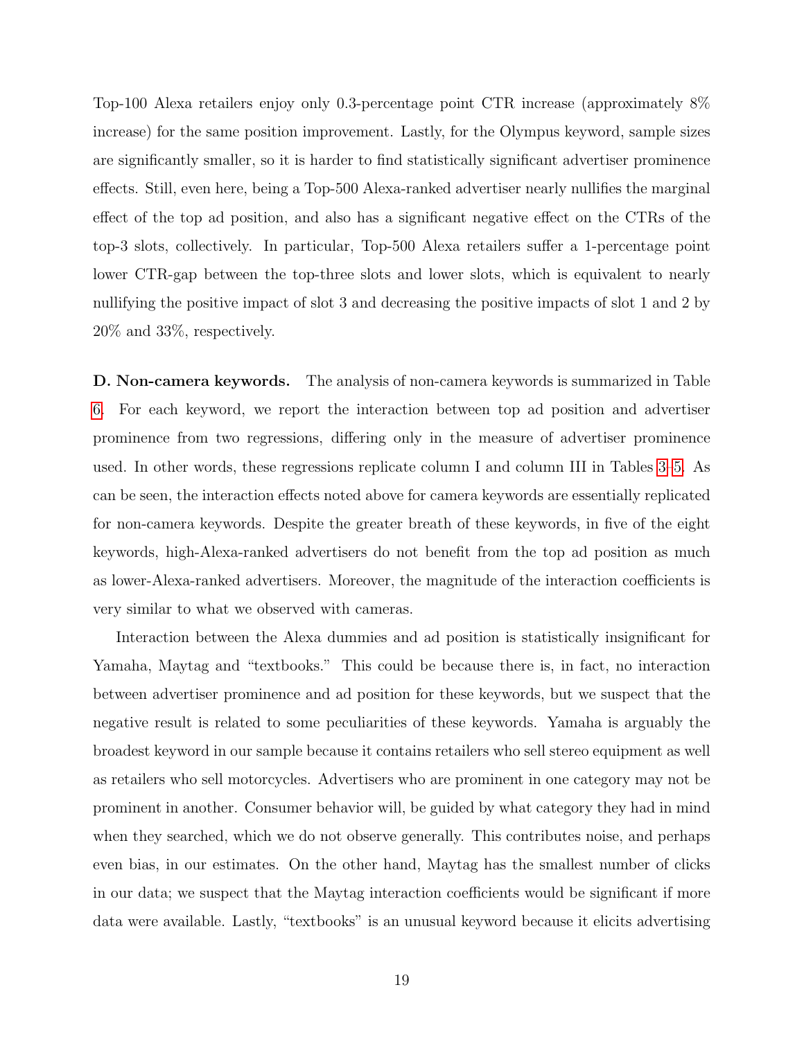Top-100 Alexa retailers enjoy only 0.3-percentage point CTR increase (approximately 8% increase) for the same position improvement. Lastly, for the Olympus keyword, sample sizes are significantly smaller, so it is harder to find statistically significant advertiser prominence effects. Still, even here, being a Top-500 Alexa-ranked advertiser nearly nullifies the marginal effect of the top ad position, and also has a significant negative effect on the CTRs of the top-3 slots, collectively. In particular, Top-500 Alexa retailers suffer a 1-percentage point lower CTR-gap between the top-three slots and lower slots, which is equivalent to nearly nullifying the positive impact of slot 3 and decreasing the positive impacts of slot 1 and 2 by 20% and 33%, respectively.

**D. Non-camera keywords.** The analysis of non-camera keywords is summarized in Table 6. For each keyword, we report the interaction between top ad position and advertiser prominence from two regressions, differing only in the measure of advertiser prominence used. In other words, these regressions replicate column I and column III in Tables 3–5. As can be seen, the interaction effects noted above for camera keywords are essentially replicated for non-camera keywords. Despite the greater breath of these keywords, in five of the eight keywords, high-Alexa-ranked advertisers do not benefit from the top ad position as much as lower-Alexa-ranked advertisers. Moreover, the magnitude of the interaction coefficients is very similar to what we observed with cameras.

Interaction between the Alexa dummies and ad position is statistically insignificant for Yamaha, Maytag and "textbooks." This could be because there is, in fact, no interaction between advertiser prominence and ad position for these keywords, but we suspect that the negative result is related to some peculiarities of these keywords. Yamaha is arguably the broadest keyword in our sample because it contains retailers who sell stereo equipment as well as retailers who sell motorcycles. Advertisers who are prominent in one category may not be prominent in another. Consumer behavior will, be guided by what category they had in mind when they searched, which we do not observe generally. This contributes noise, and perhaps even bias, in our estimates. On the other hand, Maytag has the smallest number of clicks in our data; we suspect that the Maytag interaction coefficients would be significant if more data were available. Lastly, "textbooks" is an unusual keyword because it elicits advertising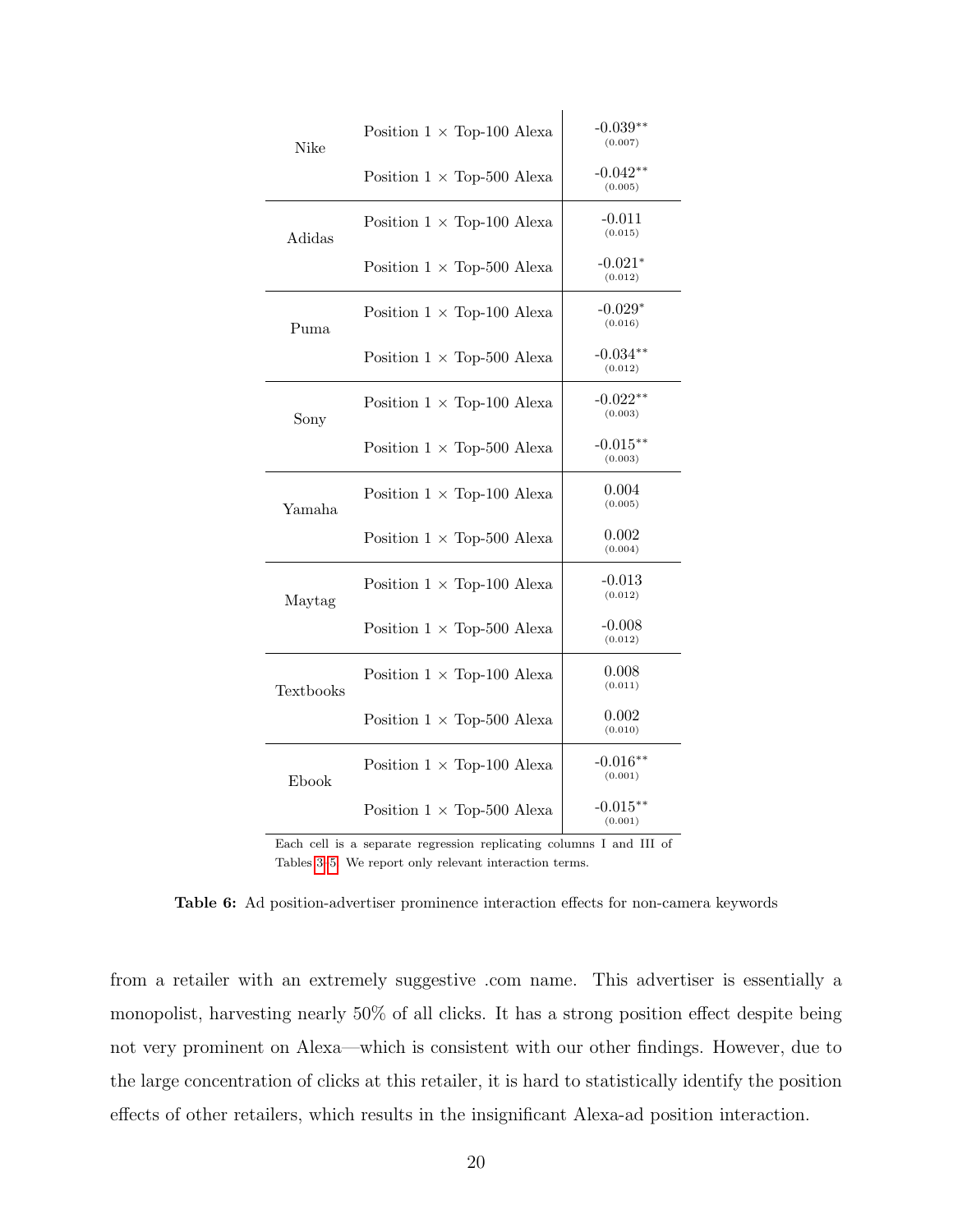| | | |
|---|---|---|
| Nike | Position 1 × Top-100 Alexa | -0.039** (0.007) |
| | Position 1 × Top-500 Alexa | -0.042** (0.005) |
| Adidas | Position 1 × Top-100 Alexa | -0.011 (0.015) |
| | Position 1 × Top-500 Alexa | -0.021* (0.012) |
| Puma | Position 1 × Top-100 Alexa | -0.029* (0.016) |
| | Position 1 × Top-500 Alexa | -0.034** (0.012) |
| Sony | Position 1 × Top-100 Alexa | -0.022** (0.003) |
| | Position 1 × Top-500 Alexa | -0.015** (0.003) |
| Yamaha | Position 1 × Top-100 Alexa | 0.004 (0.005) |
| | Position 1 × Top-500 Alexa | 0.002 (0.004) |
| Maytag | Position 1 × Top-100 Alexa | -0.013 (0.012) |
| | Position 1 × Top-500 Alexa | -0.008 (0.012) |
| Textbooks | Position 1 × Top-100 Alexa | 0.008 (0.011) |
| | Position 1 × Top-500 Alexa | 0.002 (0.010) |
| Ebook | Position 1 × Top-100 Alexa | -0.016** (0.001) |
| | Position 1 × Top-500 Alexa | -0.015** (0.001) |

Each cell is a separate regression replicating columns I and III of Tables 3–5. We report only relevant interaction terms.

**Table 6:** Ad position-advertiser prominence interaction effects for non-camera keywords

from a retailer with an extremely suggestive .com name. This advertiser is essentially a monopolist, harvesting nearly 50% of all clicks. It has a strong position effect despite being not very prominent on Alexa—which is consistent with our other findings. However, due to the large concentration of clicks at this retailer, it is hard to statistically identify the position effects of other retailers, which results in the insignificant Alexa-ad position interaction.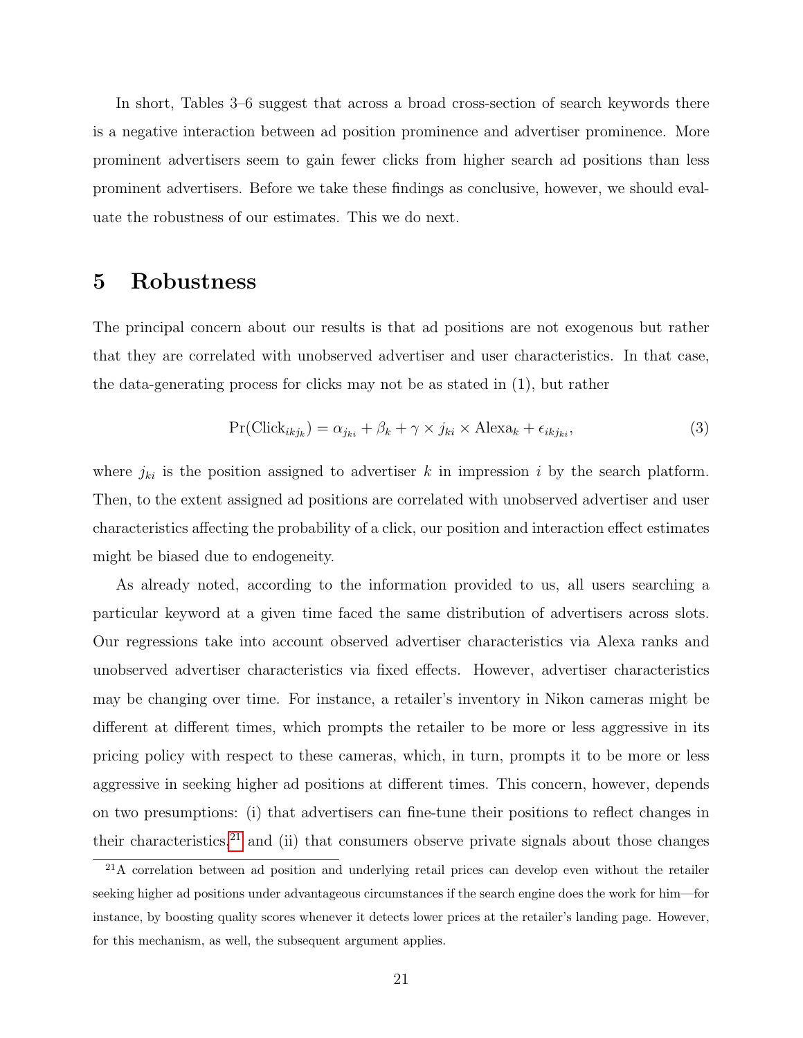In short, Tables 3–6 suggest that across a broad cross-section of search keywords there is a negative interaction between ad position prominence and advertiser prominence. More prominent advertisers seem to gain fewer clicks from higher search ad positions than less prominent advertisers. Before we take these findings as conclusive, however, we should evaluate the robustness of our estimates. This we do next.

# 5 Robustness

The principal concern about our results is that ad positions are not exogenous but rather that they are correlated with unobserved advertiser and user characteristics. In that case, the data-generating process for clicks may not be as stated in (1), but rather

$$\Pr(\text{Click}_{ikj_k}) = \alpha_{j_{ki}} + \beta_k + \gamma \times j_{ki} \times \text{Alexa}_k + \epsilon_{ikj_{ki}}, \tag{3}$$

where $j_{ki}$ is the position assigned to advertiser $k$ in impression $i$ by the search platform. Then, to the extent assigned ad positions are correlated with unobserved advertiser and user characteristics affecting the probability of a click, our position and interaction effect estimates might be biased due to endogeneity.

As already noted, according to the information provided to us, all users searching a particular keyword at a given time faced the same distribution of advertisers across slots. Our regressions take into account observed advertiser characteristics via Alexa ranks and unobserved advertiser characteristics via fixed effects. However, advertiser characteristics may be changing over time. For instance, a retailer's inventory in Nikon cameras might be different at different times, which prompts the retailer to be more or less aggressive in its pricing policy with respect to these cameras, which, in turn, prompts it to be more or less aggressive in seeking higher ad positions at different times. This concern, however, depends on two presumptions: (i) that advertisers can fine-tune their positions to reflect changes in their characteristics,[21] and (ii) that consumers observe private signals about those changes

[21] A correlation between ad position and underlying retail prices can develop even without the retailer seeking higher ad positions under advantageous circumstances if the search engine does the work for him—for instance, by boosting quality scores whenever it detects lower prices at the retailer's landing page. However, for this mechanism, as well, the subsequent argument applies.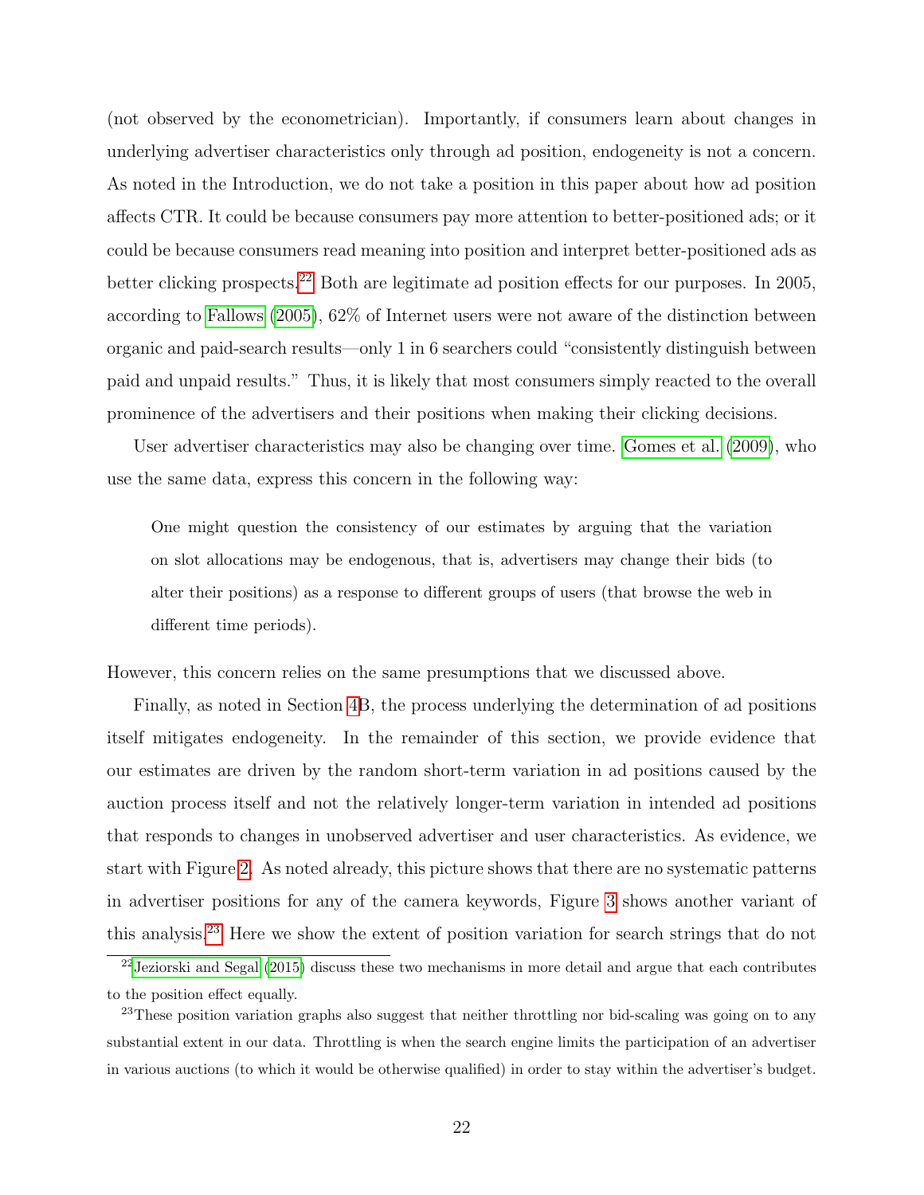(not observed by the econometrician). Importantly, if consumers learn about changes in underlying advertiser characteristics only through ad position, endogeneity is not a concern. As noted in the Introduction, we do not take a position in this paper about how ad position affects CTR. It could be because consumers pay more attention to better-positioned ads; or it could be because consumers read meaning into position and interpret better-positioned ads as better clicking prospects.[22] Both are legitimate ad position effects for our purposes. In 2005, according to Fallows (2005), 62% of Internet users were not aware of the distinction between organic and paid-search results—only 1 in 6 searchers could "consistently distinguish between paid and unpaid results." Thus, it is likely that most consumers simply reacted to the overall prominence of the advertisers and their positions when making their clicking decisions.

User advertiser characteristics may also be changing over time. Gomes et al. (2009), who use the same data, express this concern in the following way:

> One might question the consistency of our estimates by arguing that the variation on slot allocations may be endogenous, that is, advertisers may change their bids (to alter their positions) as a response to different groups of users (that browse the web in different time periods).

However, this concern relies on the same presumptions that we discussed above.

Finally, as noted in Section 4B, the process underlying the determination of ad positions itself mitigates endogeneity. In the remainder of this section, we provide evidence that our estimates are driven by the random short-term variation in ad positions caused by the auction process itself and not the relatively longer-term variation in intended ad positions that responds to changes in unobserved advertiser and user characteristics. As evidence, we start with Figure 2. As noted already, this picture shows that there are no systematic patterns in advertiser positions for any of the camera keywords, Figure 3 shows another variant of this analysis.[23] Here we show the extent of position variation for search strings that do not

[22] Jeziorski and Segal (2015) discuss these two mechanisms in more detail and argue that each contributes to the position effect equally.

[23] These position variation graphs also suggest that neither throttling nor bid-scaling was going on to any substantial extent in our data. Throttling is when the search engine limits the participation of an advertiser in various auctions (to which it would be otherwise qualified) in order to stay within the advertiser's budget.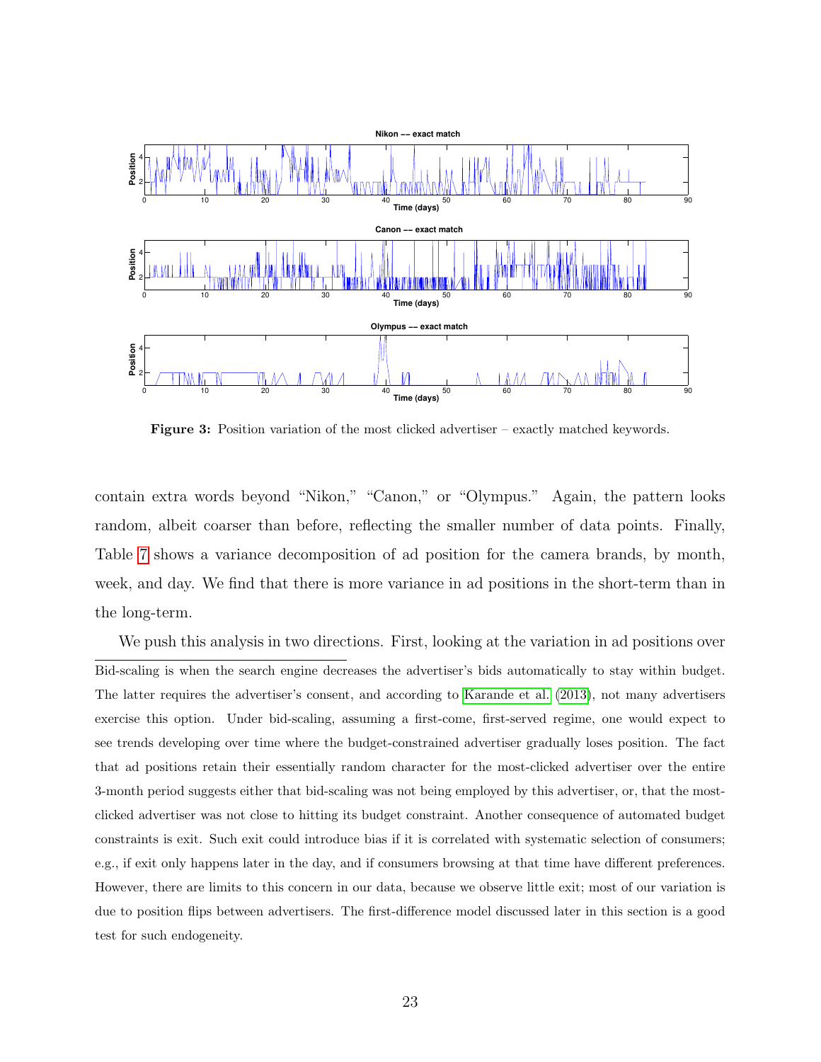Figure 3: Position variation of the most clicked advertiser – exactly matched keywords.

contain extra words beyond "Nikon," "Canon," or "Olympus." Again, the pattern looks random, albeit coarser than before, reflecting the smaller number of data points. Finally, Table 7 shows a variance decomposition of ad position for the camera brands, by month, week, and day. We find that there is more variance in ad positions in the short-term than in the long-term.

We push this analysis in two directions. First, looking at the variation in ad positions over

Bid-scaling is when the search engine decreases the advertiser's bids automatically to stay within budget. The latter requires the advertiser's consent, and according to Karande et al. (2013), not many advertisers exercise this option. Under bid-scaling, assuming a first-come, first-served regime, one would expect to see trends developing over time where the budget-constrained advertiser gradually loses position. The fact that ad positions retain their essentially random character for the most-clicked advertiser over the entire 3-month period suggests either that bid-scaling was not being employed by this advertiser, or, that the most-clicked advertiser was not close to hitting its budget constraint. Another consequence of automated budget constraints is exit. Such exit could introduce bias if it is correlated with systematic selection of consumers; e.g., if exit only happens later in the day, and if consumers browsing at that time have different preferences. However, there are limits to this concern in our data, because we observe little exit; most of our variation is due to position flips between advertisers. The first-difference model discussed later in this section is a good test for such endogeneity.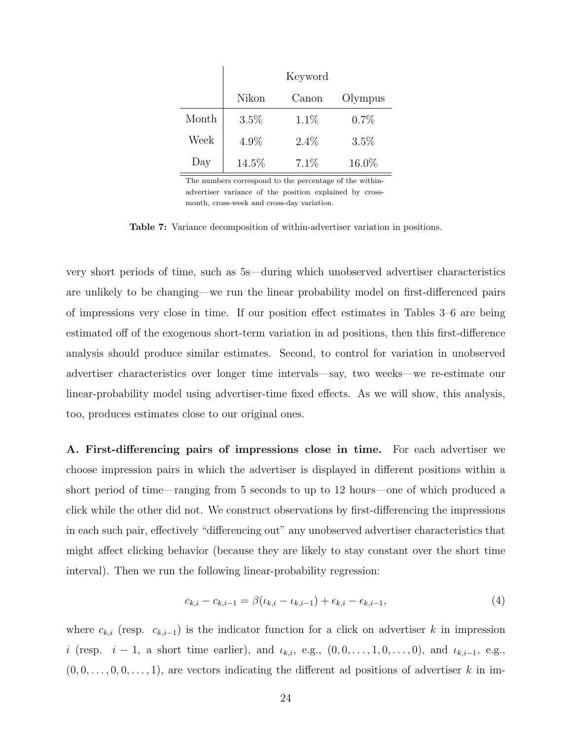| | Keyword | | |
|---|---|---|---|
| | Nikon | Canon | Olympus |
| Month | 3.5% | 1.1% | 0.7% |
| Week | 4.9% | 2.4% | 3.5% |
| Day | 14.5% | 7.1% | 16.0% |

The numbers correspond to the percentage of the within-advertiser variance of the position explained by cross-month, cross-week and cross-day variation.

**Table 7:** Variance decomposition of within-advertiser variation in positions.

very short periods of time, such as 5s—during which unobserved advertiser characteristics are unlikely to be changing—we run the linear probability model on first-differenced pairs of impressions very close in time. If our position effect estimates in Tables 3–6 are being estimated off of the exogenous short-term variation in ad positions, then this first-difference analysis should produce similar estimates. Second, to control for variation in unobserved advertiser characteristics over longer time intervals—say, two weeks—we re-estimate our linear-probability model using advertiser-time fixed effects. As we will show, this analysis, too, produces estimates close to our original ones.

**A. First-differencing pairs of impressions close in time.** For each advertiser we choose impression pairs in which the advertiser is displayed in different positions within a short period of time—ranging from 5 seconds to up to 12 hours—one of which produced a click while the other did not. We construct observations by first-differencing the impressions in each such pair, effectively "differencing out" any unobserved advertiser characteristics that might affect clicking behavior (because they are likely to stay constant over the short time interval). Then we run the following linear-probability regression:

$$c_{k,i} - c_{k,i-1} = \beta(\iota_{k,i} - \iota_{k,i-1}) + \epsilon_{k,i} - \epsilon_{k,i-1}, \tag{4}$$

where $c_{k,i}$ (resp. $c_{k,i-1}$) is the indicator function for a click on advertiser $k$ in impression $i$ (resp. $i-1$, a short time earlier), and $\iota_{k,i}$, e.g., $(0, 0, \ldots, 1, 0, \ldots, 0)$, and $\iota_{k,i-1}$, e.g., $(0, 0, \ldots, 0, 0, \ldots, 1)$, are vectors indicating the different ad positions of advertiser $k$ in im-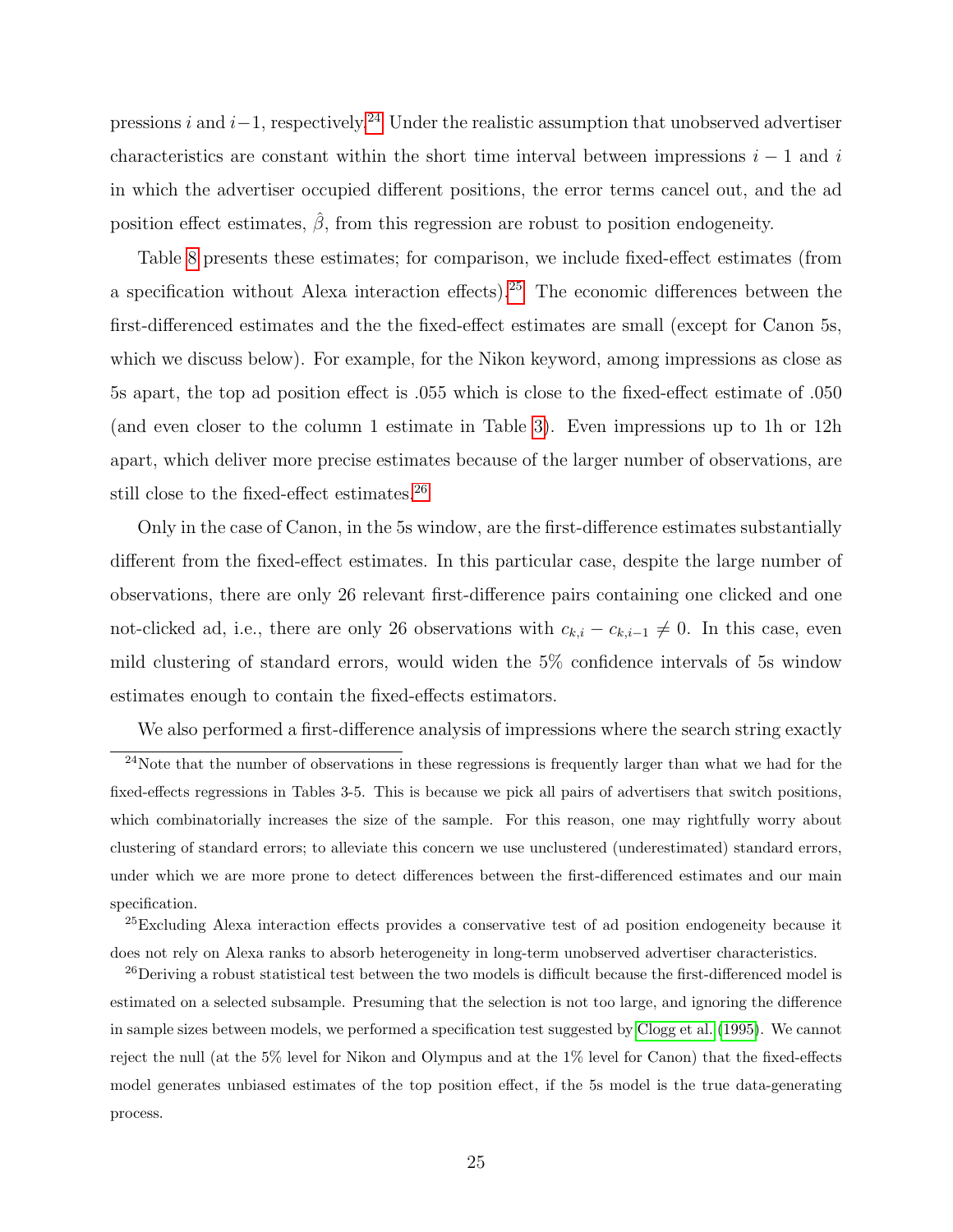pressions $i$ and $i-1$, respectively.[24] Under the realistic assumption that unobserved advertiser characteristics are constant within the short time interval between impressions $i-1$ and $i$ in which the advertiser occupied different positions, the error terms cancel out, and the ad position effect estimates, $\hat{\beta}$, from this regression are robust to position endogeneity.

Table 8 presents these estimates; for comparison, we include fixed-effect estimates (from a specification without Alexa interaction effects).[25] The economic differences between the first-differenced estimates and the the fixed-effect estimates are small (except for Canon 5s, which we discuss below). For example, for the Nikon keyword, among impressions as close as 5s apart, the top ad position effect is .055 which is close to the fixed-effect estimate of .050 (and even closer to the column 1 estimate in Table 3). Even impressions up to 1h or 12h apart, which deliver more precise estimates because of the larger number of observations, are still close to the fixed-effect estimates.[26]

Only in the case of Canon, in the 5s window, are the first-difference estimates substantially different from the fixed-effect estimates. In this particular case, despite the large number of observations, there are only 26 relevant first-difference pairs containing one clicked and one not-clicked ad, i.e., there are only 26 observations with $c_{k,i} - c_{k,i-1} \neq 0$. In this case, even mild clustering of standard errors, would widen the 5% confidence intervals of 5s window estimates enough to contain the fixed-effects estimators.

We also performed a first-difference analysis of impressions where the search string exactly

[24] Note that the number of observations in these regressions is frequently larger than what we had for the fixed-effects regressions in Tables 3-5. This is because we pick all pairs of advertisers that switch positions, which combinatorially increases the size of the sample. For this reason, one may rightfully worry about clustering of standard errors; to alleviate this concern we use unclustered (underestimated) standard errors, under which we are more prone to detect differences between the first-differenced estimates and our main specification.

[25] Excluding Alexa interaction effects provides a conservative test of ad position endogeneity because it does not rely on Alexa ranks to absorb heterogeneity in long-term unobserved advertiser characteristics.

[26] Deriving a robust statistical test between the two models is difficult because the first-differenced model is estimated on a selected subsample. Presuming that the selection is not too large, and ignoring the difference in sample sizes between models, we performed a specification test suggested by Clogg et al. (1995). We cannot reject the null (at the 5% level for Nikon and Olympus and at the 1% level for Canon) that the fixed-effects model generates unbiased estimates of the top position effect, if the 5s model is the true data-generating process.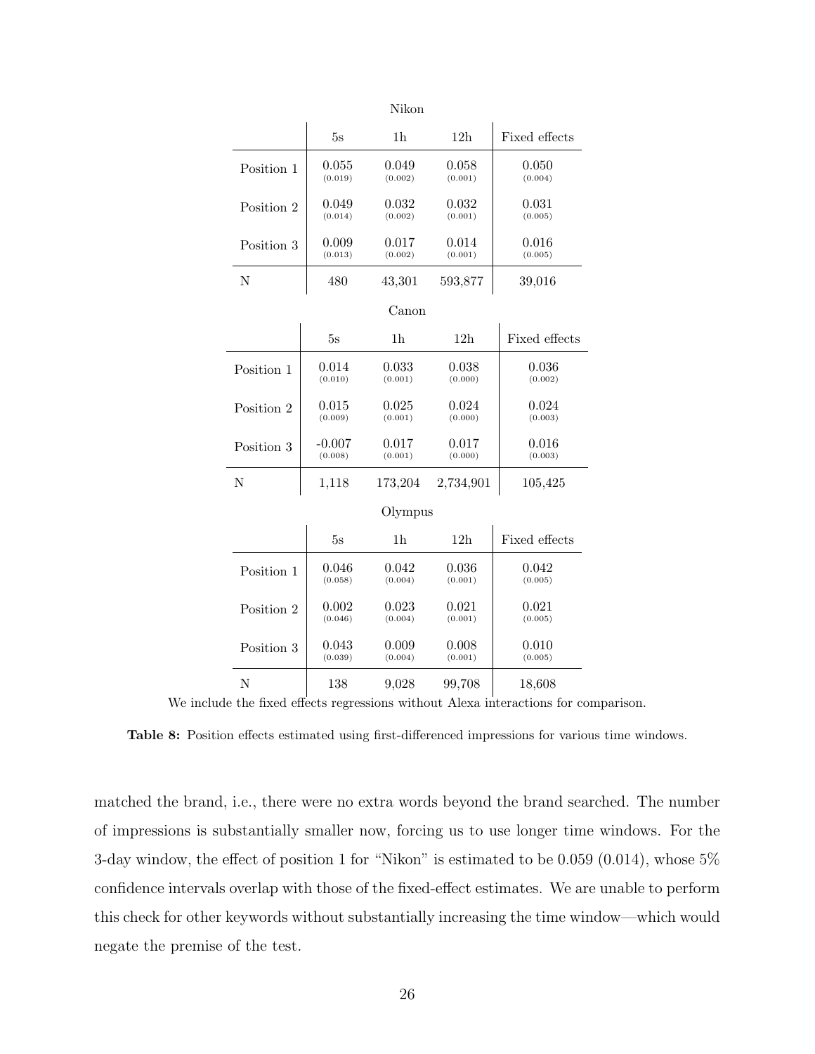Nikon

| | 5s | 1h | 12h | Fixed effects |
|---|---|---|---|---|
| Position 1 | 0.055<br>(0.019) | 0.049<br>(0.002) | 0.058<br>(0.001) | 0.050<br>(0.004) |
| Position 2 | 0.049<br>(0.014) | 0.032<br>(0.002) | 0.032<br>(0.001) | 0.031<br>(0.005) |
| Position 3 | 0.009<br>(0.013) | 0.017<br>(0.002) | 0.014<br>(0.001) | 0.016<br>(0.005) |
| N | 480 | 43,301 | 593,877 | 39,016 |

Canon

| | 5s | 1h | 12h | Fixed effects |
|---|---|---|---|---|
| Position 1 | 0.014<br>(0.010) | 0.033<br>(0.001) | 0.038<br>(0.000) | 0.036<br>(0.002) |
| Position 2 | 0.015<br>(0.009) | 0.025<br>(0.001) | 0.024<br>(0.000) | 0.024<br>(0.003) |
| Position 3 | -0.007<br>(0.008) | 0.017<br>(0.001) | 0.017<br>(0.000) | 0.016<br>(0.003) |
| N | 1,118 | 173,204 | 2,734,901 | 105,425 |

Olympus

| | 5s | 1h | 12h | Fixed effects |
|---|---|---|---|---|
| Position 1 | 0.046<br>(0.058) | 0.042<br>(0.004) | 0.036<br>(0.001) | 0.042<br>(0.005) |
| Position 2 | 0.002<br>(0.046) | 0.023<br>(0.004) | 0.021<br>(0.001) | 0.021<br>(0.005) |
| Position 3 | 0.043<br>(0.039) | 0.009<br>(0.004) | 0.008<br>(0.001) | 0.010<br>(0.005) |
| N | 138 | 9,028 | 99,708 | 18,608 |

We include the fixed effects regressions without Alexa interactions for comparison.

**Table 8:** Position effects estimated using first-differenced impressions for various time windows.

matched the brand, i.e., there were no extra words beyond the brand searched. The number of impressions is substantially smaller now, forcing us to use longer time windows. For the 3-day window, the effect of position 1 for "Nikon" is estimated to be 0.059 (0.014), whose 5% confidence intervals overlap with those of the fixed-effect estimates. We are unable to perform this check for other keywords without substantially increasing the time window—which would negate the premise of the test.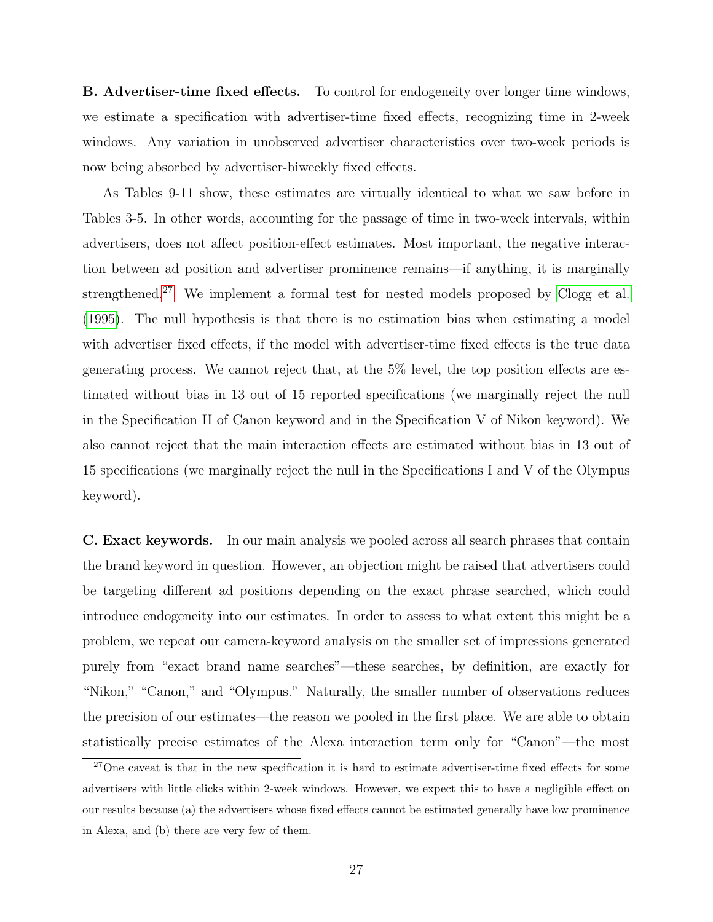**B. Advertiser-time fixed effects.** To control for endogeneity over longer time windows, we estimate a specification with advertiser-time fixed effects, recognizing time in 2-week windows. Any variation in unobserved advertiser characteristics over two-week periods is now being absorbed by advertiser-biweekly fixed effects.

As Tables 9-11 show, these estimates are virtually identical to what we saw before in Tables 3-5. In other words, accounting for the passage of time in two-week intervals, within advertisers, does not affect position-effect estimates. Most important, the negative interaction between ad position and advertiser prominence remains—if anything, it is marginally strengthened.[27] We implement a formal test for nested models proposed by Clogg et al. (1995). The null hypothesis is that there is no estimation bias when estimating a model with advertiser fixed effects, if the model with advertiser-time fixed effects is the true data generating process. We cannot reject that, at the 5% level, the top position effects are estimated without bias in 13 out of 15 reported specifications (we marginally reject the null in the Specification II of Canon keyword and in the Specification V of Nikon keyword). We also cannot reject that the main interaction effects are estimated without bias in 13 out of 15 specifications (we marginally reject the null in the Specifications I and V of the Olympus keyword).

**C. Exact keywords.** In our main analysis we pooled across all search phrases that contain the brand keyword in question. However, an objection might be raised that advertisers could be targeting different ad positions depending on the exact phrase searched, which could introduce endogeneity into our estimates. In order to assess to what extent this might be a problem, we repeat our camera-keyword analysis on the smaller set of impressions generated purely from "exact brand name searches"—these searches, by definition, are exactly for "Nikon," "Canon," and "Olympus." Naturally, the smaller number of observations reduces the precision of our estimates—the reason we pooled in the first place. We are able to obtain statistically precise estimates of the Alexa interaction term only for "Canon"—the most

[27] One caveat is that in the new specification it is hard to estimate advertiser-time fixed effects for some advertisers with little clicks within 2-week windows. However, we expect this to have a negligible effect on our results because (a) the advertisers whose fixed effects cannot be estimated generally have low prominence in Alexa, and (b) there are very few of them.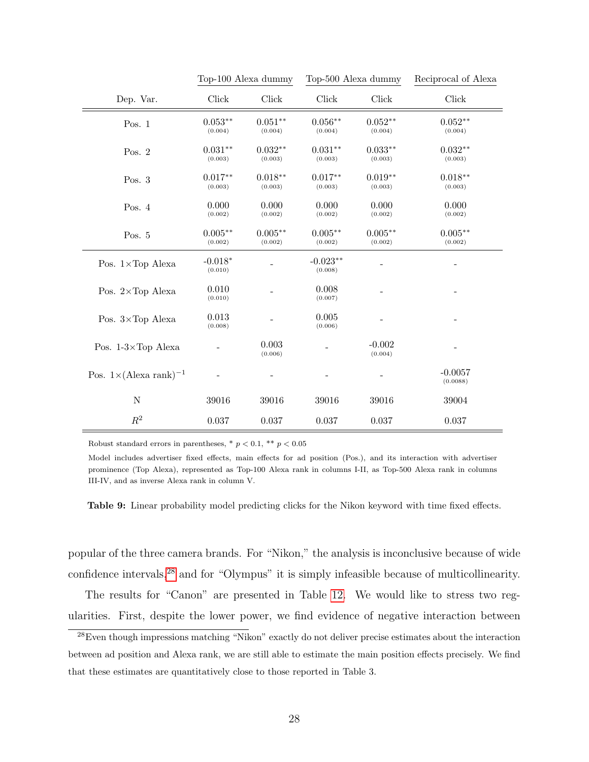| | Top-100 Alexa dummy | | Top-500 Alexa dummy | | Reciprocal of Alexa |
|---|---|---|---|---|---|
| Dep. Var. | Click | Click | Click | Click | Click |
| Pos. 1 | 0.053** (0.004) | 0.051** (0.004) | 0.056** (0.004) | 0.052** (0.004) | 0.052** (0.004) |
| Pos. 2 | 0.031** (0.003) | 0.032** (0.003) | 0.031** (0.003) | 0.033** (0.003) | 0.032** (0.003) |
| Pos. 3 | 0.017** (0.003) | 0.018** (0.003) | 0.017** (0.003) | 0.019** (0.003) | 0.018** (0.003) |
| Pos. 4 | 0.000 (0.002) | 0.000 (0.002) | 0.000 (0.002) | 0.000 (0.002) | 0.000 (0.002) |
| Pos. 5 | 0.005** (0.002) | 0.005** (0.002) | 0.005** (0.002) | 0.005** (0.002) | 0.005** (0.002) |
| Pos. 1×Top Alexa | -0.018* (0.010) | - | -0.023** (0.008) | - | - |
| Pos. 2×Top Alexa | 0.010 (0.010) | - | 0.008 (0.007) | - | - |
| Pos. 3×Top Alexa | 0.013 (0.008) | - | 0.005 (0.006) | - | - |
| Pos. 1-3×Top Alexa | - | 0.003 (0.006) | - | -0.002 (0.004) | - |
| Pos. 1×(Alexa rank)$^{-1}$ | - | - | - | - | -0.0057 (0.0088) |
| N | 39016 | 39016 | 39016 | 39016 | 39004 |
| $R^2$ | 0.037 | 0.037 | 0.037 | 0.037 | 0.037 |

Robust standard errors in parentheses, * $p < 0.1$, ** $p < 0.05$

Model includes advertiser fixed effects, main effects for ad position (Pos.), and its interaction with advertiser prominence (Top Alexa), represented as Top-100 Alexa rank in columns I-II, as Top-500 Alexa rank in columns III-IV, and as inverse Alexa rank in column V.

**Table 9:** Linear probability model predicting clicks for the Nikon keyword with time fixed effects.

popular of the three camera brands. For "Nikon," the analysis is inconclusive because of wide confidence intervals,[28] and for "Olympus" it is simply infeasible because of multicollinearity.

The results for "Canon" are presented in Table 12. We would like to stress two regularities. First, despite the lower power, we find evidence of negative interaction between

[28] Even though impressions matching "Nikon" exactly do not deliver precise estimates about the interaction between ad position and Alexa rank, we are still able to estimate the main position effects precisely. We find that these estimates are quantitatively close to those reported in Table 3.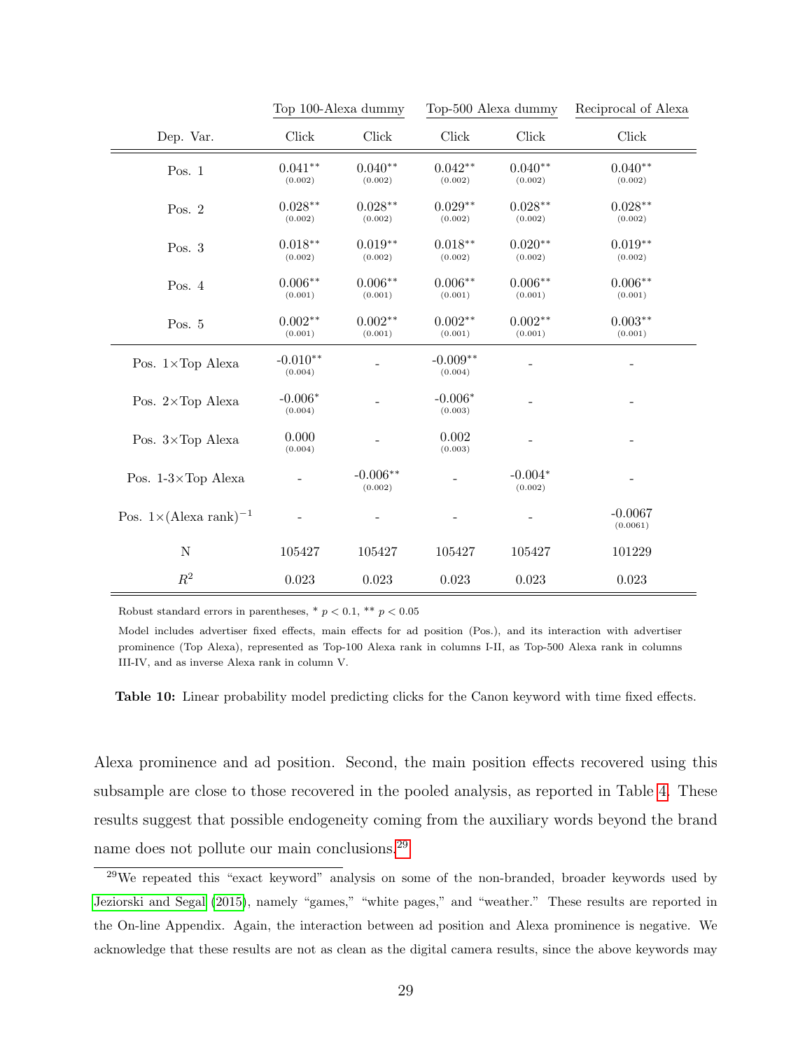| | Top 100-Alexa dummy | | Top-500 Alexa dummy | | Reciprocal of Alexa |
|---|---|---|---|---|---|
| Dep. Var. | Click | Click | Click | Click | Click |
| Pos. 1 | 0.041** (0.002) | 0.040** (0.002) | 0.042** (0.002) | 0.040** (0.002) | 0.040** (0.002) |
| Pos. 2 | 0.028** (0.002) | 0.028** (0.002) | 0.029** (0.002) | 0.028** (0.002) | 0.028** (0.002) |
| Pos. 3 | 0.018** (0.002) | 0.019** (0.002) | 0.018** (0.002) | 0.020** (0.002) | 0.019** (0.002) |
| Pos. 4 | 0.006** (0.001) | 0.006** (0.001) | 0.006** (0.001) | 0.006** (0.001) | 0.006** (0.001) |
| Pos. 5 | 0.002** (0.001) | 0.002** (0.001) | 0.002** (0.001) | 0.002** (0.001) | 0.003** (0.001) |
| Pos. 1×Top Alexa | -0.010** (0.004) | - | -0.009** (0.004) | - | - |
| Pos. 2×Top Alexa | -0.006* (0.004) | - | -0.006* (0.003) | - | - |
| Pos. 3×Top Alexa | 0.000 (0.004) | - | 0.002 (0.003) | - | - |
| Pos. 1-3×Top Alexa | - | -0.006** (0.002) | - | -0.004* (0.002) | - |
| Pos. 1×(Alexa rank)$^{-1}$ | - | - | - | - | -0.0067 (0.0061) |
| N | 105427 | 105427 | 105427 | 105427 | 101229 |
| $R^2$ | 0.023 | 0.023 | 0.023 | 0.023 | 0.023 |

Robust standard errors in parentheses, * $p < 0.1$, ** $p < 0.05$

Model includes advertiser fixed effects, main effects for ad position (Pos.), and its interaction with advertiser prominence (Top Alexa), represented as Top-100 Alexa rank in columns I-II, as Top-500 Alexa rank in columns III-IV, and as inverse Alexa rank in column V.

**Table 10:** Linear probability model predicting clicks for the Canon keyword with time fixed effects.

Alexa prominence and ad position. Second, the main position effects recovered using this subsample are close to those recovered in the pooled analysis, as reported in Table 4. These results suggest that possible endogeneity coming from the auxiliary words beyond the brand name does not pollute our main conclusions.[29]

[29] We repeated this "exact keyword" analysis on some of the non-branded, broader keywords used by Jeziorski and Segal (2015), namely "games," "white pages," and "weather." These results are reported in the On-line Appendix. Again, the interaction between ad position and Alexa prominence is negative. We acknowledge that these results are not as clean as the digital camera results, since the above keywords may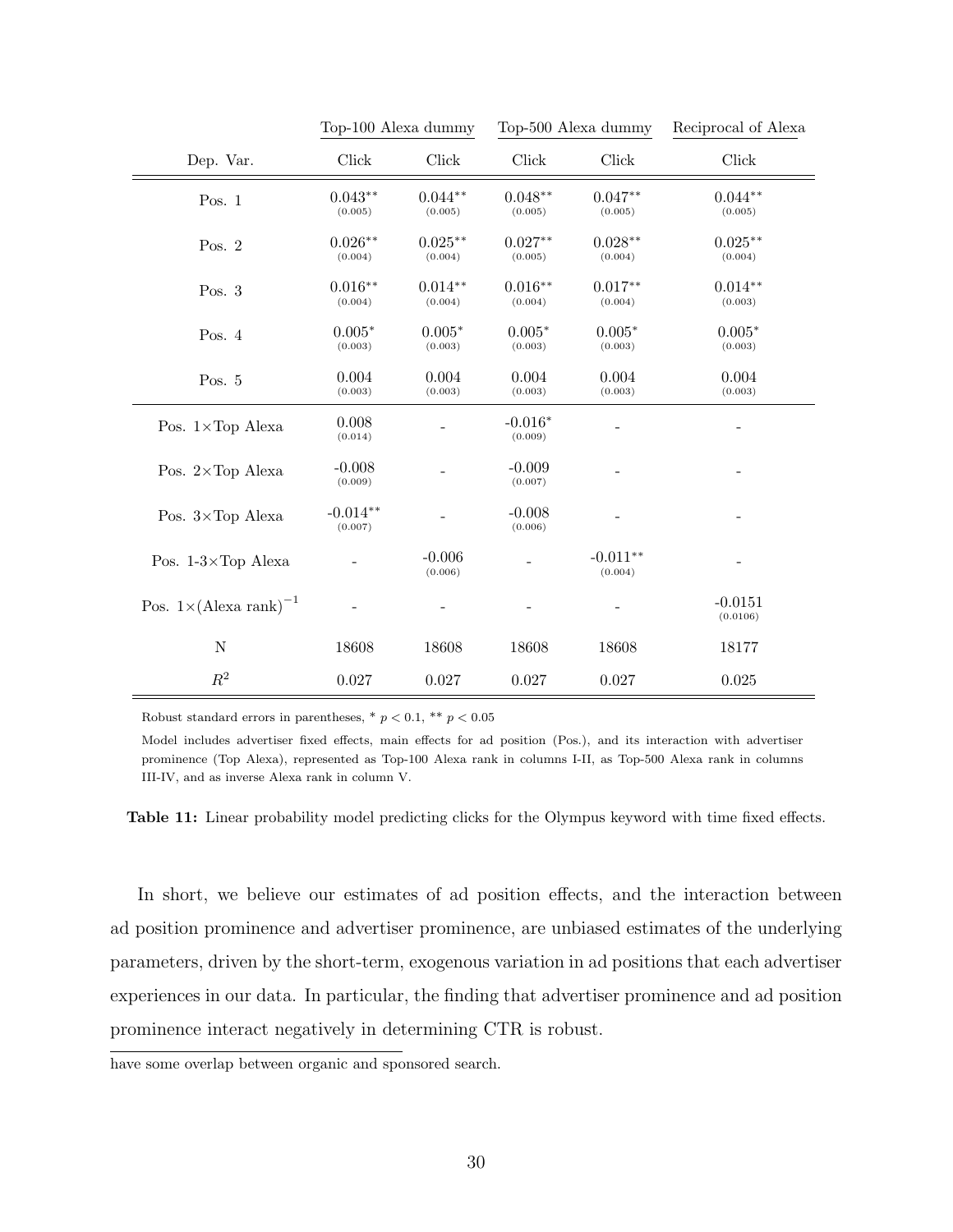| | Top-100 Alexa dummy | | Top-500 Alexa dummy | | Reciprocal of Alexa |
|---|---|---|---|---|---|
| Dep. Var. | Click | Click | Click | Click | Click |
| Pos. 1 | $0.043^{**}$ (0.005) | $0.044^{**}$ (0.005) | $0.048^{**}$ (0.005) | $0.047^{**}$ (0.005) | $0.044^{**}$ (0.005) |
| Pos. 2 | $0.026^{**}$ (0.004) | $0.025^{**}$ (0.004) | $0.027^{**}$ (0.005) | $0.028^{**}$ (0.004) | $0.025^{**}$ (0.004) |
| Pos. 3 | $0.016^{**}$ (0.004) | $0.014^{**}$ (0.004) | $0.016^{**}$ (0.004) | $0.017^{**}$ (0.004) | $0.014^{**}$ (0.003) |
| Pos. 4 | $0.005^{*}$ (0.003) | $0.005^{*}$ (0.003) | $0.005^{*}$ (0.003) | $0.005^{*}$ (0.003) | $0.005^{*}$ (0.003) |
| Pos. 5 | 0.004 (0.003) | 0.004 (0.003) | 0.004 (0.003) | 0.004 (0.003) | 0.004 (0.003) |
| Pos. 1×Top Alexa | 0.008 (0.014) | - | $-0.016^{*}$ (0.009) | - | - |
| Pos. 2×Top Alexa | -0.008 (0.009) | - | -0.009 (0.007) | - | - |
| Pos. 3×Top Alexa | $-0.014^{**}$ (0.007) | - | -0.008 (0.006) | - | - |
| Pos. 1-3×Top Alexa | - | -0.006 (0.006) | - | $-0.011^{**}$ (0.004) | - |
| Pos. 1×(Alexa rank)$^{-1}$ | - | - | - | - | -0.0151 (0.0106) |
| N | 18608 | 18608 | 18608 | 18608 | 18177 |
| $R^2$ | 0.027 | 0.027 | 0.027 | 0.027 | 0.025 |

Robust standard errors in parentheses, * $p < 0.1$, ** $p < 0.05$

Model includes advertiser fixed effects, main effects for ad position (Pos.), and its interaction with advertiser prominence (Top Alexa), represented as Top-100 Alexa rank in columns I-II, as Top-500 Alexa rank in columns III-IV, and as inverse Alexa rank in column V.

**Table 11:** Linear probability model predicting clicks for the Olympus keyword with time fixed effects.

In short, we believe our estimates of ad position effects, and the interaction between ad position prominence and advertiser prominence, are unbiased estimates of the underlying parameters, driven by the short-term, exogenous variation in ad positions that each advertiser experiences in our data. In particular, the finding that advertiser prominence and ad position prominence interact negatively in determining CTR is robust.

have some overlap between organic and sponsored search.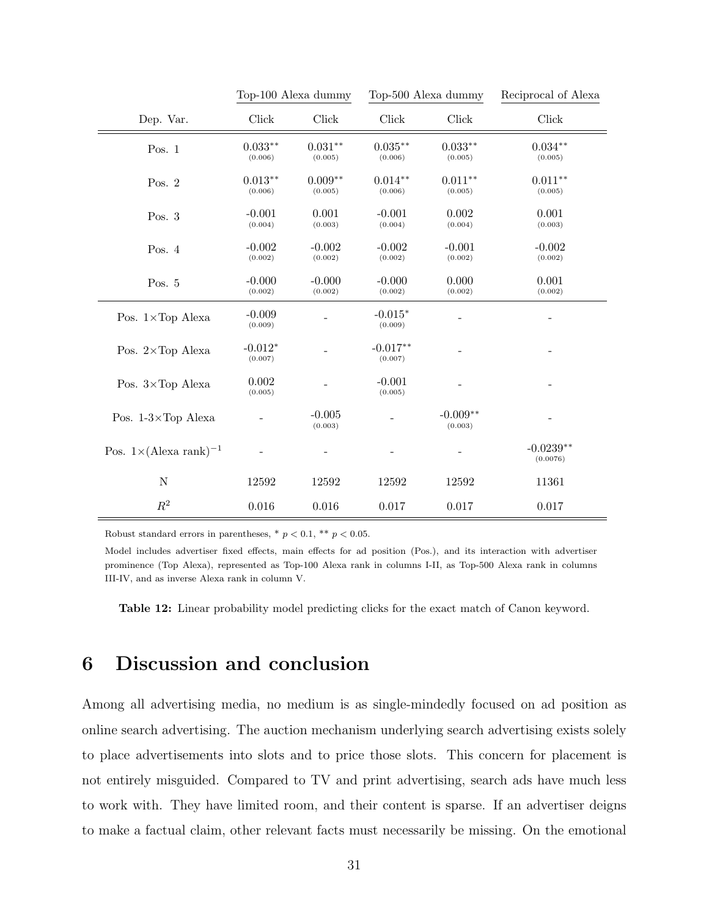| | Top-100 Alexa dummy | | Top-500 Alexa dummy | | Reciprocal of Alexa |
|---|---|---|---|---|---|
| Dep. Var. | Click | Click | Click | Click | Click |
| Pos. 1 | $0.033^{**}$ (0.006) | $0.031^{**}$ (0.005) | $0.035^{**}$ (0.006) | $0.033^{**}$ (0.005) | $0.034^{**}$ (0.005) |
| Pos. 2 | $0.013^{**}$ (0.006) | $0.009^{**}$ (0.005) | $0.014^{**}$ (0.006) | $0.011^{**}$ (0.005) | $0.011^{**}$ (0.005) |
| Pos. 3 | -0.001 (0.004) | 0.001 (0.003) | -0.001 (0.004) | 0.002 (0.004) | 0.001 (0.003) |
| Pos. 4 | -0.002 (0.002) | -0.002 (0.002) | -0.002 (0.002) | -0.001 (0.002) | -0.002 (0.002) |
| Pos. 5 | -0.000 (0.002) | -0.000 (0.002) | -0.000 (0.002) | 0.000 (0.002) | 0.001 (0.002) |
| Pos. 1×Top Alexa | -0.009 (0.009) | - | $-0.015^{*}$ (0.009) | - | - |
| Pos. 2×Top Alexa | $-0.012^{*}$ (0.007) | - | $-0.017^{**}$ (0.007) | - | - |
| Pos. 3×Top Alexa | 0.002 (0.005) | - | -0.001 (0.005) | - | - |
| Pos. 1-3×Top Alexa | - | -0.005 (0.003) | - | $-0.009^{**}$ (0.003) | - |
| Pos. 1×(Alexa rank)$^{-1}$ | - | - | - | - | $-0.0239^{**}$ (0.0076) |
| N | 12592 | 12592 | 12592 | 12592 | 11361 |
| $R^2$ | 0.016 | 0.016 | 0.017 | 0.017 | 0.017 |

Robust standard errors in parentheses, * $p < 0.1$, ** $p < 0.05$.

Model includes advertiser fixed effects, main effects for ad position (Pos.), and its interaction with advertiser prominence (Top Alexa), represented as Top-100 Alexa rank in columns I-II, as Top-500 Alexa rank in columns III-IV, and as inverse Alexa rank in column V.

**Table 12:** Linear probability model predicting clicks for the exact match of Canon keyword.

# 6 Discussion and conclusion

Among all advertising media, no medium is as single-mindedly focused on ad position as online search advertising. The auction mechanism underlying search advertising exists solely to place advertisements into slots and to price those slots. This concern for placement is not entirely misguided. Compared to TV and print advertising, search ads have much less to work with. They have limited room, and their content is sparse. If an advertiser deigns to make a factual claim, other relevant facts must necessarily be missing. On the emotional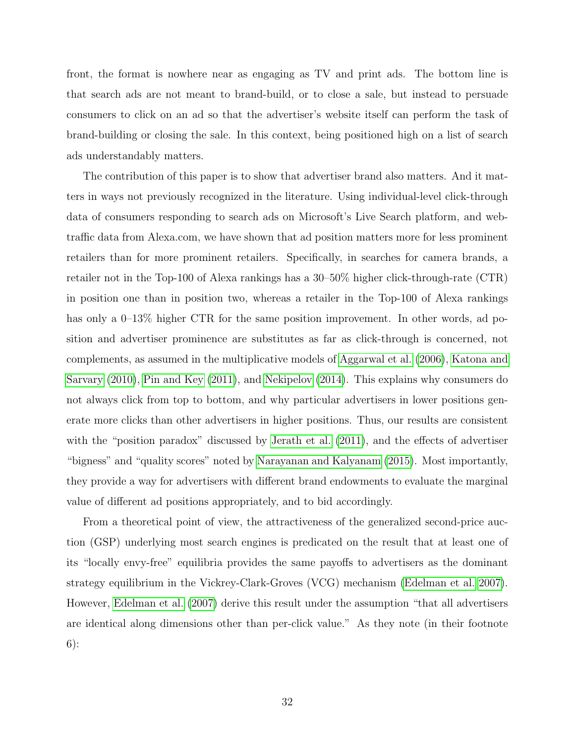front, the format is nowhere near as engaging as TV and print ads. The bottom line is that search ads are not meant to brand-build, or to close a sale, but instead to persuade consumers to click on an ad so that the advertiser's website itself can perform the task of brand-building or closing the sale. In this context, being positioned high on a list of search ads understandably matters.

The contribution of this paper is to show that advertiser brand also matters. And it matters in ways not previously recognized in the literature. Using individual-level click-through data of consumers responding to search ads on Microsoft's Live Search platform, and web-traffic data from Alexa.com, we have shown that ad position matters more for less prominent retailers than for more prominent retailers. Specifically, in searches for camera brands, a retailer not in the Top-100 of Alexa rankings has a 30–50% higher click-through-rate (CTR) in position one than in position two, whereas a retailer in the Top-100 of Alexa rankings has only a 0–13% higher CTR for the same position improvement. In other words, ad position and advertiser prominence are substitutes as far as click-through is concerned, not complements, as assumed in the multiplicative models of Aggarwal et al. (2006), Katona and Sarvary (2010), Pin and Key (2011), and Nekipelov (2014). This explains why consumers do not always click from top to bottom, and why particular advertisers in lower positions generate more clicks than other advertisers in higher positions. Thus, our results are consistent with the "position paradox" discussed by Jerath et al. (2011), and the effects of advertiser "bigness" and "quality scores" noted by Narayanan and Kalyanam (2015). Most importantly, they provide a way for advertisers with different brand endowments to evaluate the marginal value of different ad positions appropriately, and to bid accordingly.

From a theoretical point of view, the attractiveness of the generalized second-price auction (GSP) underlying most search engines is predicated on the result that at least one of its "locally envy-free" equilibria provides the same payoffs to advertisers as the dominant strategy equilibrium in the Vickrey-Clark-Groves (VCG) mechanism (Edelman et al. 2007). However, Edelman et al. (2007) derive this result under the assumption "that all advertisers are identical along dimensions other than per-click value." As they note (in their footnote 6):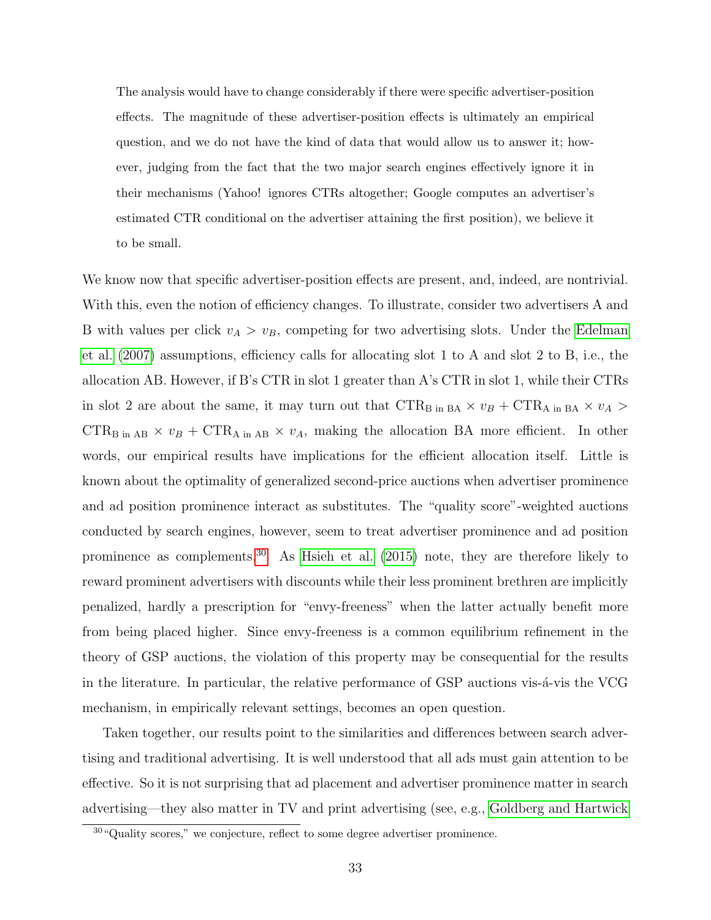> The analysis would have to change considerably if there were specific advertiser-position effects. The magnitude of these advertiser-position effects is ultimately an empirical question, and we do not have the kind of data that would allow us to answer it; however, judging from the fact that the two major search engines effectively ignore it in their mechanisms (Yahoo! ignores CTRs altogether; Google computes an advertiser's estimated CTR conditional on the advertiser attaining the first position), we believe it to be small.

We know now that specific advertiser-position effects are present, and, indeed, are nontrivial. With this, even the notion of efficiency changes. To illustrate, consider two advertisers A and B with values per click $v_A > v_B$, competing for two advertising slots. Under the Edelman et al. (2007) assumptions, efficiency calls for allocating slot 1 to A and slot 2 to B, i.e., the allocation AB. However, if B's CTR in slot 1 greater than A's CTR in slot 1, while their CTRs in slot 2 are about the same, it may turn out that $\text{CTR}_{\text{B in BA}} \times v_B + \text{CTR}_{\text{A in BA}} \times v_A > \text{CTR}_{\text{B in AB}} \times v_B + \text{CTR}_{\text{A in AB}} \times v_A$, making the allocation BA more efficient. In other words, our empirical results have implications for the efficient allocation itself. Little is known about the optimality of generalized second-price auctions when advertiser prominence and ad position prominence interact as substitutes. The "quality score"-weighted auctions conducted by search engines, however, seem to treat advertiser prominence and ad position prominence as complements.[30] As Hsieh et al. (2015) note, they are therefore likely to reward prominent advertisers with discounts while their less prominent brethren are implicitly penalized, hardly a prescription for "envy-freeness" when the latter actually benefit more from being placed higher. Since envy-freeness is a common equilibrium refinement in the theory of GSP auctions, the violation of this property may be consequential for the results in the literature. In particular, the relative performance of GSP auctions vis-á-vis the VCG mechanism, in empirically relevant settings, becomes an open question.

Taken together, our results point to the similarities and differences between search advertising and traditional advertising. It is well understood that all ads must gain attention to be effective. So it is not surprising that ad placement and advertiser prominence matter in search advertising—they also matter in TV and print advertising (see, e.g., Goldberg and Hartwick

[30] "Quality scores," we conjecture, reflect to some degree advertiser prominence.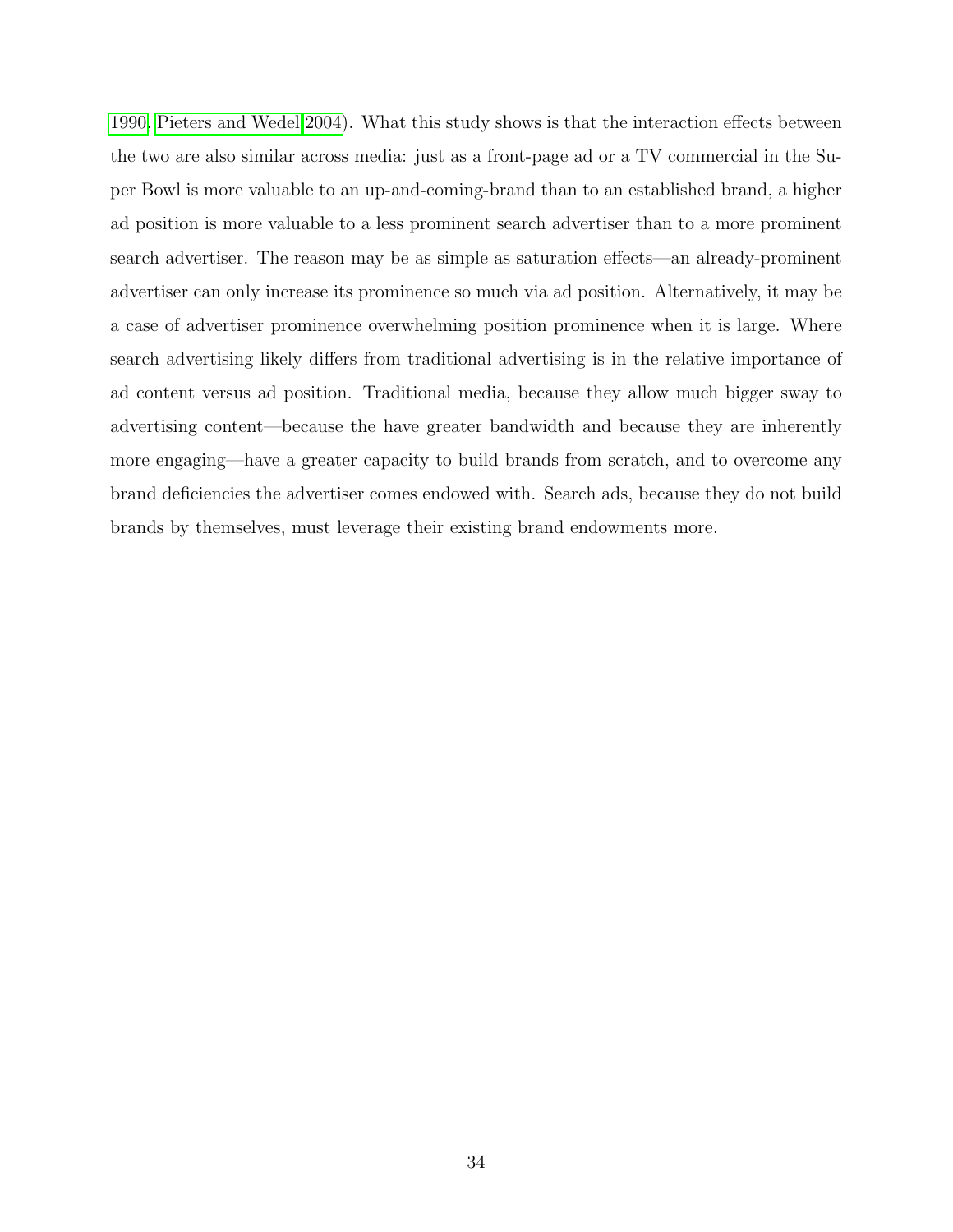1990, Pieters and Wedel 2004). What this study shows is that the interaction effects between the two are also similar across media: just as a front-page ad or a TV commercial in the Super Bowl is more valuable to an up-and-coming-brand than to an established brand, a higher ad position is more valuable to a less prominent search advertiser than to a more prominent search advertiser. The reason may be as simple as saturation effects—an already-prominent advertiser can only increase its prominence so much via ad position. Alternatively, it may be a case of advertiser prominence overwhelming position prominence when it is large. Where search advertising likely differs from traditional advertising is in the relative importance of ad content versus ad position. Traditional media, because they allow much bigger sway to advertising content—because the have greater bandwidth and because they are inherently more engaging—have a greater capacity to build brands from scratch, and to overcome any brand deficiencies the advertiser comes endowed with. Search ads, because they do not build brands by themselves, must leverage their existing brand endowments more.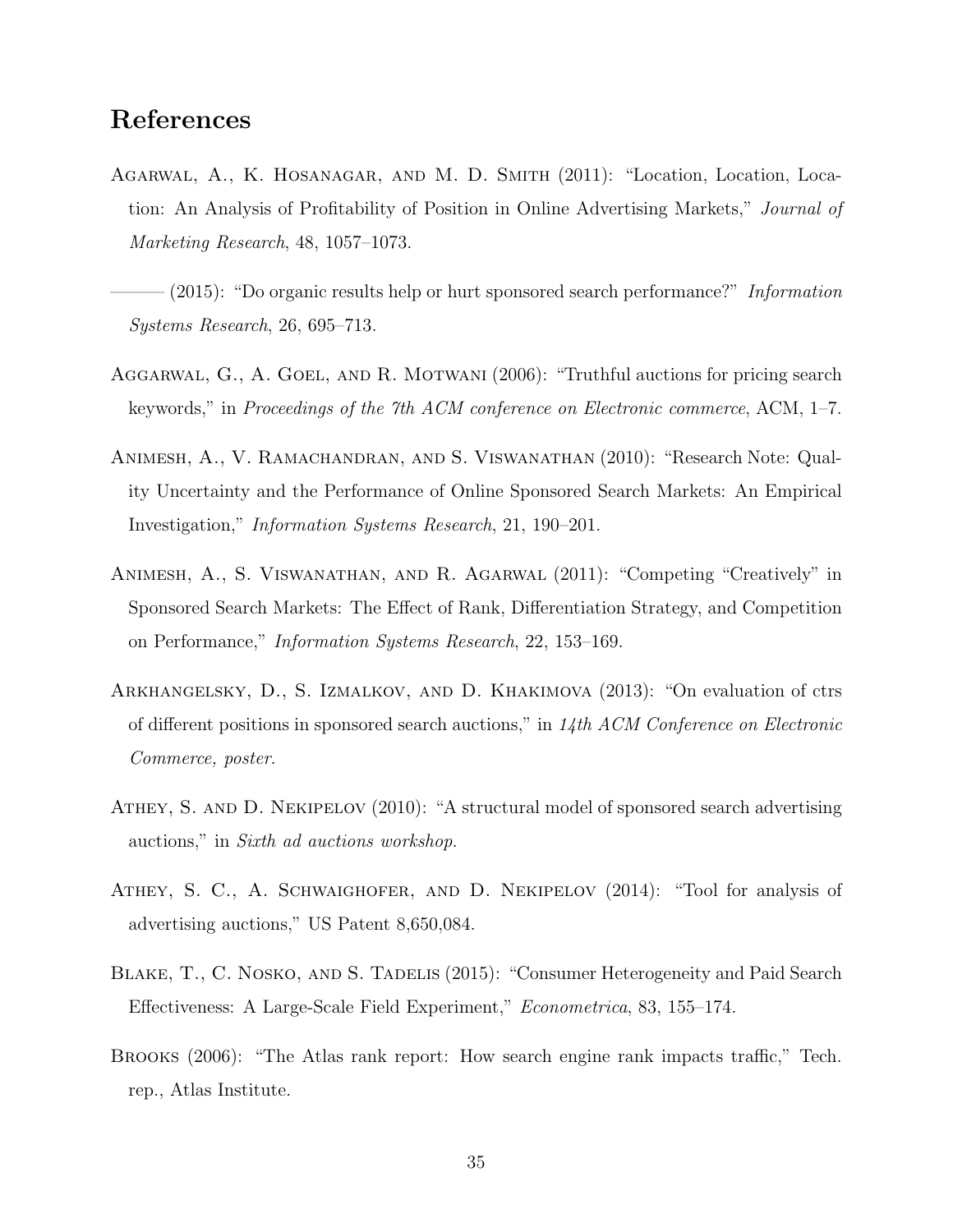## References

Agarwal, A., K. Hosanagar, and M. D. Smith (2011): "Location, Location, Location: An Analysis of Profitability of Position in Online Advertising Markets," *Journal of Marketing Research*, 48, 1057–1073.

——— (2015): "Do organic results help or hurt sponsored search performance?" *Information Systems Research*, 26, 695–713.

Aggarwal, G., A. Goel, and R. Motwani (2006): "Truthful auctions for pricing search keywords," in *Proceedings of the 7th ACM conference on Electronic commerce*, ACM, 1–7.

Animesh, A., V. Ramachandran, and S. Viswanathan (2010): "Research Note: Quality Uncertainty and the Performance of Online Sponsored Search Markets: An Empirical Investigation," *Information Systems Research*, 21, 190–201.

Animesh, A., S. Viswanathan, and R. Agarwal (2011): "Competing "Creatively" in Sponsored Search Markets: The Effect of Rank, Differentiation Strategy, and Competition on Performance," *Information Systems Research*, 22, 153–169.

Arkhangelsky, D., S. Izmalkov, and D. Khakimova (2013): "On evaluation of ctrs of different positions in sponsored search auctions," in *14th ACM Conference on Electronic Commerce, poster*.

Athey, S. and D. Nekipelov (2010): "A structural model of sponsored search advertising auctions," in *Sixth ad auctions workshop*.

Athey, S. C., A. Schwaighofer, and D. Nekipelov (2014): "Tool for analysis of advertising auctions," US Patent 8,650,084.

Blake, T., C. Nosko, and S. Tadelis (2015): "Consumer Heterogeneity and Paid Search Effectiveness: A Large-Scale Field Experiment," *Econometrica*, 83, 155–174.

Brooks (2006): "The Atlas rank report: How search engine rank impacts traffic," Tech. rep., Atlas Institute.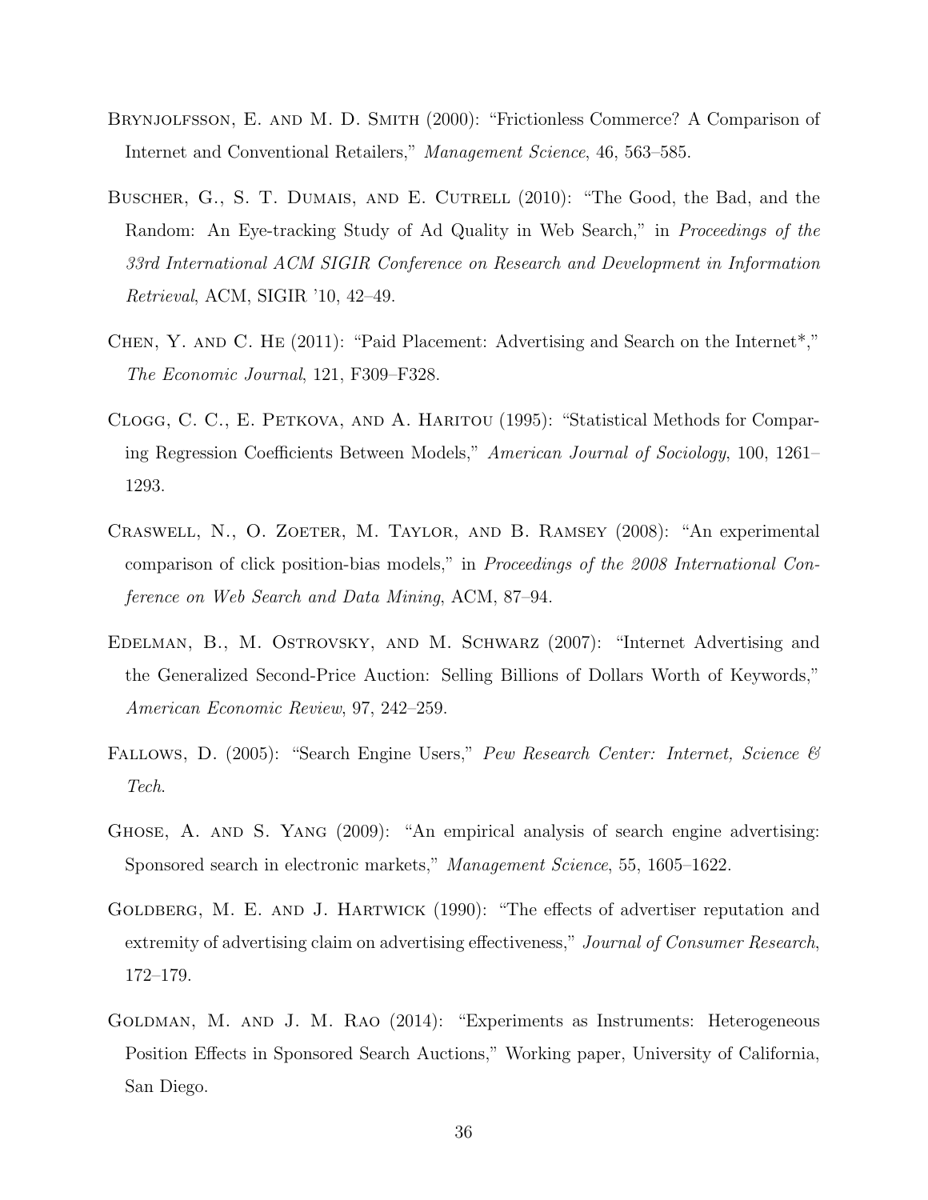Brynjolfsson, E. and M. D. Smith (2000): "Frictionless Commerce? A Comparison of Internet and Conventional Retailers," *Management Science*, 46, 563–585.

Buscher, G., S. T. Dumais, and E. Cutrell (2010): "The Good, the Bad, and the Random: An Eye-tracking Study of Ad Quality in Web Search," in *Proceedings of the 33rd International ACM SIGIR Conference on Research and Development in Information Retrieval*, ACM, SIGIR '10, 42–49.

Chen, Y. and C. He (2011): "Paid Placement: Advertising and Search on the Internet*," *The Economic Journal*, 121, F309–F328.

Clogg, C. C., E. Petkova, and A. Haritou (1995): "Statistical Methods for Comparing Regression Coefficients Between Models," *American Journal of Sociology*, 100, 1261–1293.

Craswell, N., O. Zoeter, M. Taylor, and B. Ramsey (2008): "An experimental comparison of click position-bias models," in *Proceedings of the 2008 International Conference on Web Search and Data Mining*, ACM, 87–94.

Edelman, B., M. Ostrovsky, and M. Schwarz (2007): "Internet Advertising and the Generalized Second-Price Auction: Selling Billions of Dollars Worth of Keywords," *American Economic Review*, 97, 242–259.

Fallows, D. (2005): "Search Engine Users," *Pew Research Center: Internet, Science & Tech*.

Ghose, A. and S. Yang (2009): "An empirical analysis of search engine advertising: Sponsored search in electronic markets," *Management Science*, 55, 1605–1622.

Goldberg, M. E. and J. Hartwick (1990): "The effects of advertiser reputation and extremity of advertising claim on advertising effectiveness," *Journal of Consumer Research*, 172–179.

Goldman, M. and J. M. Rao (2014): "Experiments as Instruments: Heterogeneous Position Effects in Sponsored Search Auctions," Working paper, University of California, San Diego.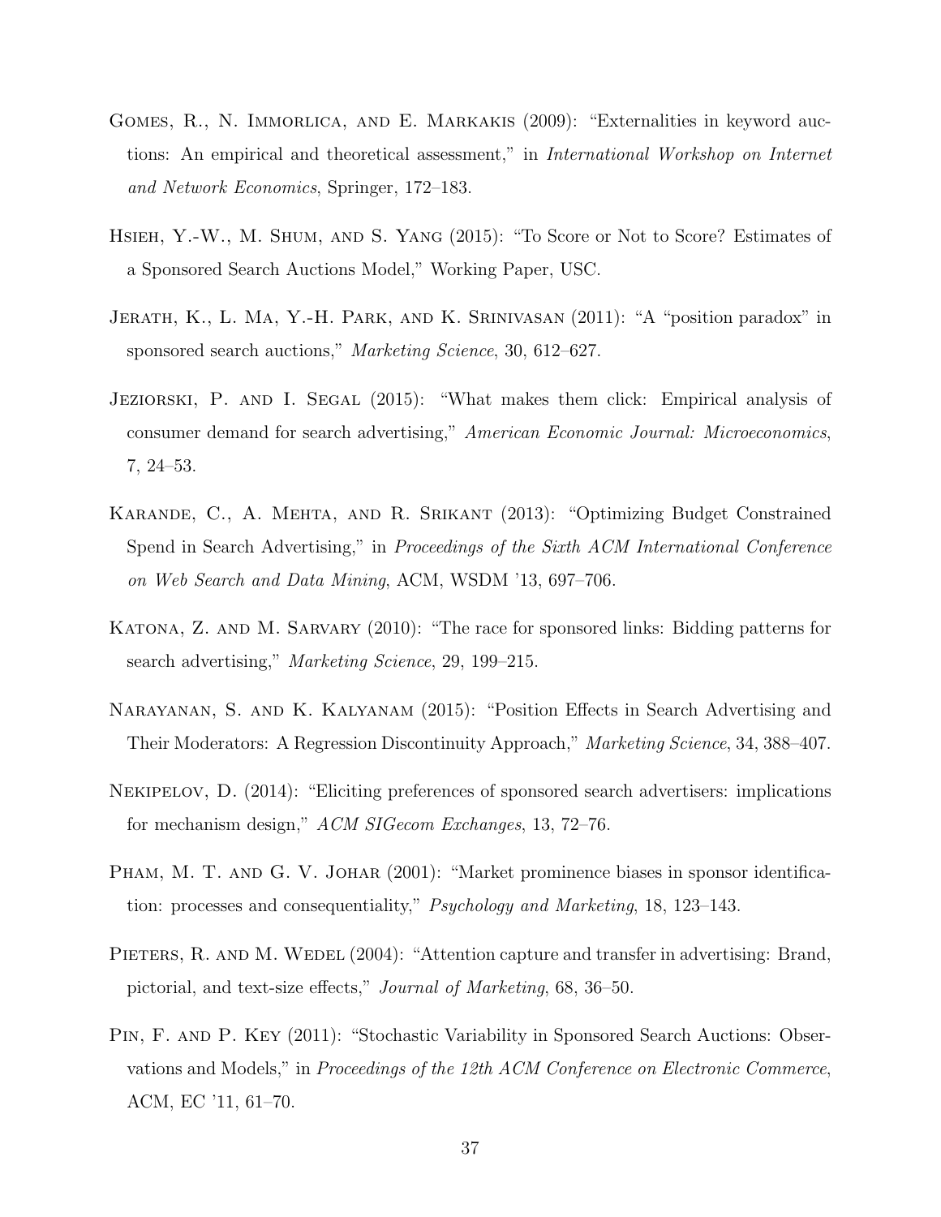Gomes, R., N. Immorlica, and E. Markakis (2009): "Externalities in keyword auctions: An empirical and theoretical assessment," in *International Workshop on Internet and Network Economics*, Springer, 172–183.

Hsieh, Y.-W., M. Shum, and S. Yang (2015): "To Score or Not to Score? Estimates of a Sponsored Search Auctions Model," Working Paper, USC.

Jerath, K., L. Ma, Y.-H. Park, and K. Srinivasan (2011): "A "position paradox" in sponsored search auctions," *Marketing Science*, 30, 612–627.

Jeziorski, P. and I. Segal (2015): "What makes them click: Empirical analysis of consumer demand for search advertising," *American Economic Journal: Microeconomics*, 7, 24–53.

Karande, C., A. Mehta, and R. Srikant (2013): "Optimizing Budget Constrained Spend in Search Advertising," in *Proceedings of the Sixth ACM International Conference on Web Search and Data Mining*, ACM, WSDM '13, 697–706.

Katona, Z. and M. Sarvary (2010): "The race for sponsored links: Bidding patterns for search advertising," *Marketing Science*, 29, 199–215.

Narayanan, S. and K. Kalyanam (2015): "Position Effects in Search Advertising and Their Moderators: A Regression Discontinuity Approach," *Marketing Science*, 34, 388–407.

Nekipelov, D. (2014): "Eliciting preferences of sponsored search advertisers: implications for mechanism design," *ACM SIGecom Exchanges*, 13, 72–76.

Pham, M. T. and G. V. Johar (2001): "Market prominence biases in sponsor identification: processes and consequentiality," *Psychology and Marketing*, 18, 123–143.

Pieters, R. and M. Wedel (2004): "Attention capture and transfer in advertising: Brand, pictorial, and text-size effects," *Journal of Marketing*, 68, 36–50.

Pin, F. and P. Key (2011): "Stochastic Variability in Sponsored Search Auctions: Observations and Models," in *Proceedings of the 12th ACM Conference on Electronic Commerce*, ACM, EC '11, 61–70.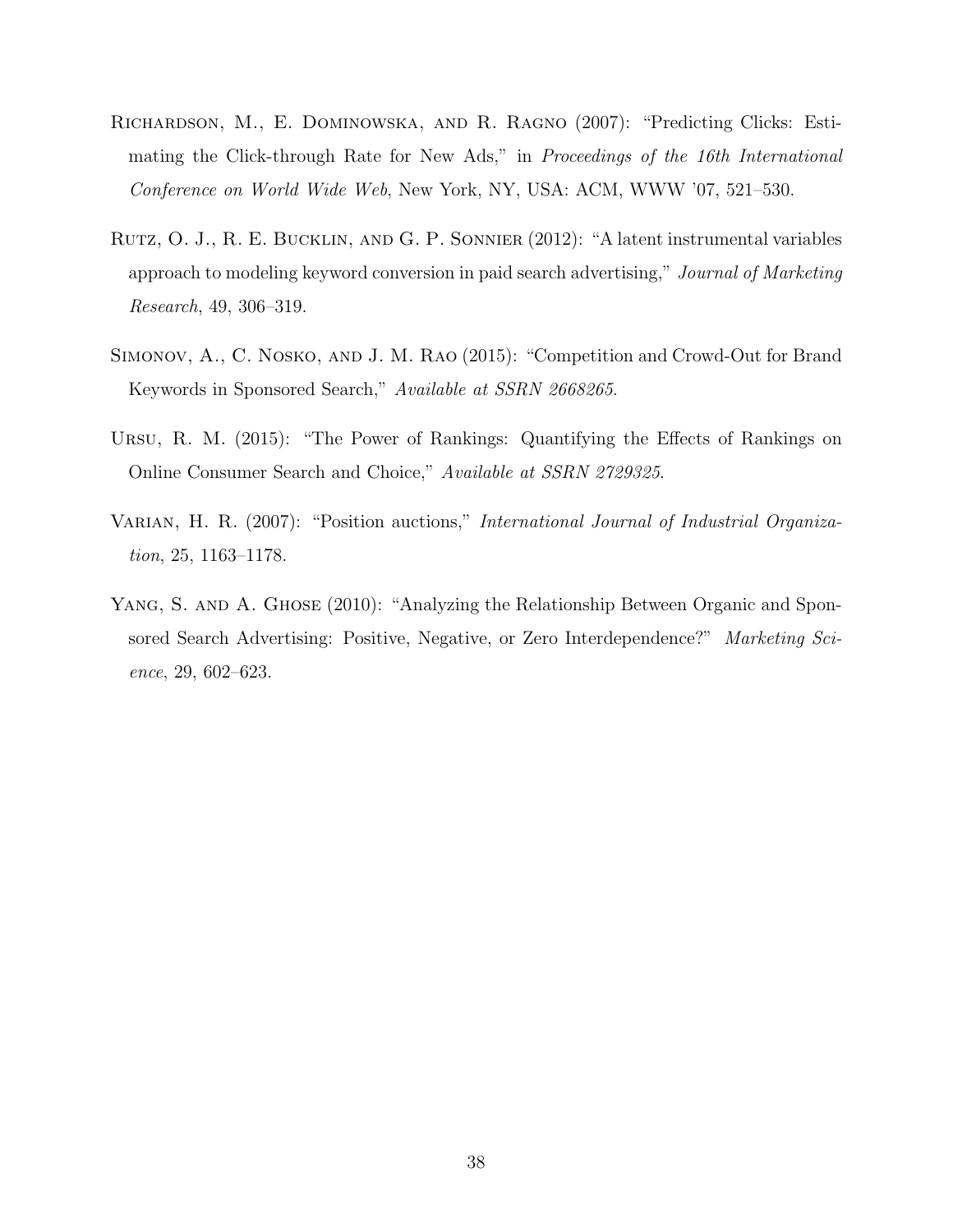Richardson, M., E. Dominowska, and R. Ragno (2007): "Predicting Clicks: Estimating the Click-through Rate for New Ads," in *Proceedings of the 16th International Conference on World Wide Web*, New York, NY, USA: ACM, WWW '07, 521–530.

Rutz, O. J., R. E. Bucklin, and G. P. Sonnier (2012): "A latent instrumental variables approach to modeling keyword conversion in paid search advertising," *Journal of Marketing Research*, 49, 306–319.

Simonov, A., C. Nosko, and J. M. Rao (2015): "Competition and Crowd-Out for Brand Keywords in Sponsored Search," *Available at SSRN 2668265*.

Ursu, R. M. (2015): "The Power of Rankings: Quantifying the Effects of Rankings on Online Consumer Search and Choice," *Available at SSRN 2729325*.

Varian, H. R. (2007): "Position auctions," *International Journal of Industrial Organization*, 25, 1163–1178.

Yang, S. and A. Ghose (2010): "Analyzing the Relationship Between Organic and Sponsored Search Advertising: Positive, Negative, or Zero Interdependence?" *Marketing Science*, 29, 602–623.